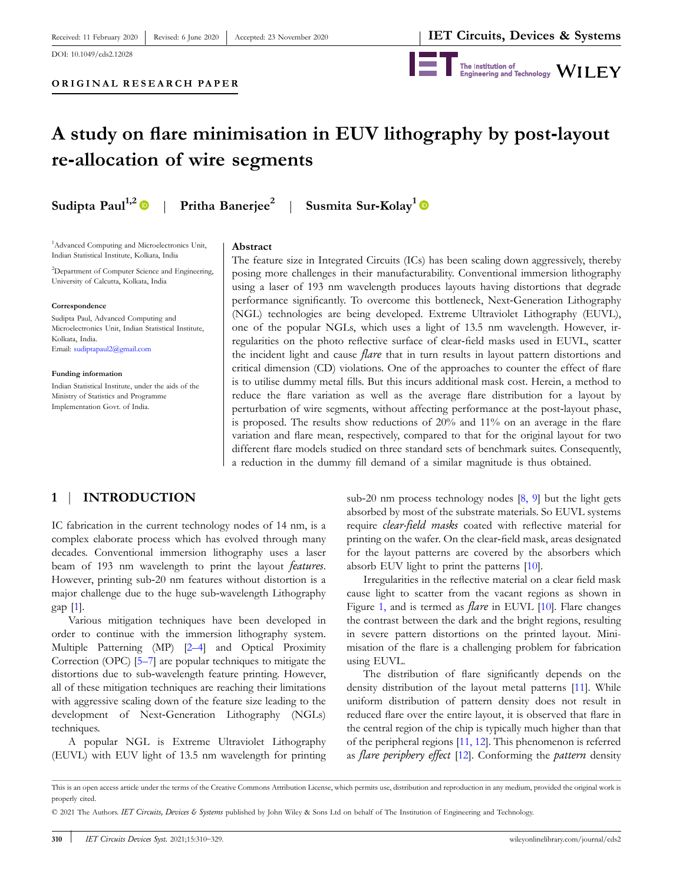Received: 11 February 2020 | Revised: 6 June 2020 | Accepted: 23 November 2020

DOI: 10.1049/cds2.12028

**ORIGINAL RESEARCH PAPER**

# A study on flare minimisation in EUV lithography by post-layout re-allocation of wire segments

**Sudipta Paul**[1,2] | **Pritha Banerjee**[2] | **Susmita Sur-Kolay**[1]

[1]Advanced Computing and Microelectronics Unit, Indian Statistical Institute, Kolkata, India

[2]Department of Computer Science and Engineering, University of Calcutta, Kolkata, India

**Correspondence**

Sudipta Paul, Advanced Computing and Microelectronics Unit, Indian Statistical Institute, Kolkata, India.
Email: sudiptapaul2@gmail.com

**Funding information**

Indian Statistical Institute, under the aids of the Ministry of Statistics and Programme Implementation Govt. of India.

## Abstract

The feature size in Integrated Circuits (ICs) has been scaling down aggressively, thereby posing more challenges in their manufacturability. Conventional immersion lithography using a laser of 193 nm wavelength produces layouts having distortions that degrade performance significantly. To overcome this bottleneck, Next-Generation Lithography (NGL) technologies are being developed. Extreme Ultraviolet Lithography (EUVL), one of the popular NGLs, which uses a light of 13.5 nm wavelength. However, irregularities on the photo reflective surface of clear-field masks used in EUVL, scatter the incident light and cause *flare* that in turn results in layout pattern distortions and critical dimension (CD) violations. One of the approaches to counter the effect of flare is to utilise dummy metal fills. But this incurs additional mask cost. Herein, a method to reduce the flare variation as well as the average flare distribution for a layout by perturbation of wire segments, without affecting performance at the post-layout phase, is proposed. The results show reductions of 20% and 11% on an average in the flare variation and flare mean, respectively, compared to that for the original layout for two different flare models studied on three standard sets of benchmark suites. Consequently, a reduction in the dummy fill demand of a similar magnitude is thus obtained.

## 1 | INTRODUCTION

IC fabrication in the current technology nodes of 14 nm, is a complex elaborate process which has evolved through many decades. Conventional immersion lithography uses a laser beam of 193 nm wavelength to print the layout *features*. However, printing sub-20 nm features without distortion is a major challenge due to the huge sub-wavelength Lithography gap [1].

Various mitigation techniques have been developed in order to continue with the immersion lithography system. Multiple Patterning (MP) [2–4] and Optical Proximity Correction (OPC) [5–7] are popular techniques to mitigate the distortions due to sub-wavelength feature printing. However, all of these mitigation techniques are reaching their limitations with aggressive scaling down of the feature size leading to the development of Next-Generation Lithography (NGLs) techniques.

A popular NGL is Extreme Ultraviolet Lithography (EUVL) with EUV light of 13.5 nm wavelength for printing sub-20 nm process technology nodes [8, 9] but the light gets absorbed by most of the substrate materials. So EUVL systems require *clear-field masks* coated with reflective material for printing on the wafer. On the clear-field mask, areas designated for the layout patterns are covered by the absorbers which absorb EUV light to print the patterns [10].

Irregularities in the reflective material on a clear field mask cause light to scatter from the vacant regions as shown in Figure 1, and is termed as *flare* in EUVL [10]. Flare changes the contrast between the dark and the bright regions, resulting in severe pattern distortions on the printed layout. Minimisation of the flare is a challenging problem for fabrication using EUVL.

The distribution of flare significantly depends on the density distribution of the layout metal patterns [11]. While uniform distribution of pattern density does not result in reduced flare over the entire layout, it is observed that flare in the central region of the chip is typically much higher than that of the peripheral regions [11, 12]. This phenomenon is referred as *flare periphery effect* [12]. Conforming the *pattern* density

This is an open access article under the terms of the Creative Commons Attribution License, which permits use, distribution and reproduction in any medium, provided the original work is properly cited.

© 2021 The Authors. *IET Circuits, Devices & Systems* published by John Wiley & Sons Ltd on behalf of The Institution of Engineering and Technology.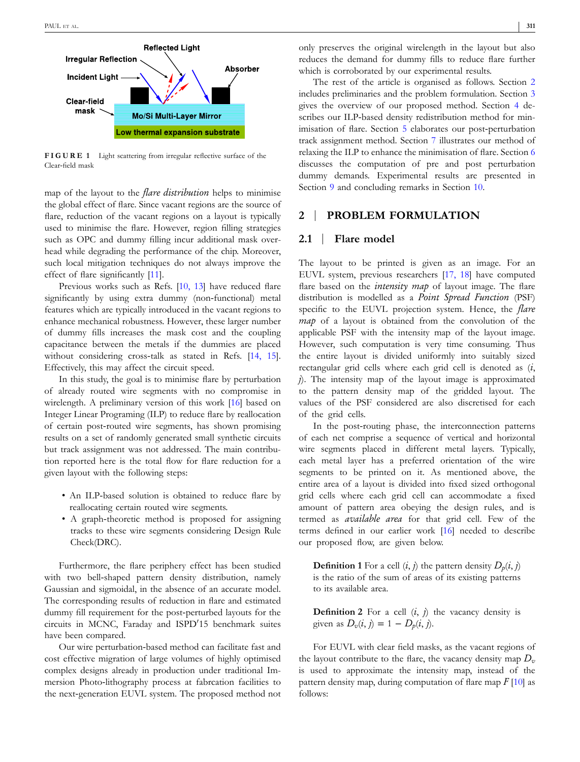FIGURE 1 Light scattering from irregular reflective surface of the Clear-field mask

map of the layout to the *flare distribution* helps to minimise the global effect of flare. Since vacant regions are the source of flare, reduction of the vacant regions on a layout is typically used to minimise the flare. However, region filling strategies such as OPC and dummy filling incur additional mask overhead while degrading the performance of the chip. Moreover, such local mitigation techniques do not always improve the effect of flare significantly [11].

Previous works such as Refs. [10, 13] have reduced flare significantly by using extra dummy (non-functional) metal features which are typically introduced in the vacant regions to enhance mechanical robustness. However, these larger number of dummy fills increases the mask cost and the coupling capacitance between the metals if the dummies are placed without considering cross-talk as stated in Refs. [14, 15]. Effectively, this may affect the circuit speed.

In this study, the goal is to minimise flare by perturbation of already routed wire segments with no compromise in wirelength. A preliminary version of this work [16] based on Integer Linear Programing (ILP) to reduce flare by reallocation of certain post-routed wire segments, has shown promising results on a set of randomly generated small synthetic circuits but track assignment was not addressed. The main contribution reported here is the total flow for flare reduction for a given layout with the following steps:

- An ILP-based solution is obtained to reduce flare by reallocating certain routed wire segments.
- A graph-theoretic method is proposed for assigning tracks to these wire segments considering Design Rule Check(DRC).

Furthermore, the flare periphery effect has been studied with two bell-shaped pattern density distribution, namely Gaussian and sigmoidal, in the absence of an accurate model. The corresponding results of reduction in flare and estimated dummy fill requirement for the post-perturbed layouts for the circuits in MCNC, Faraday and ISPD′15 benchmark suites have been compared.

Our wire perturbation-based method can facilitate fast and cost effective migration of large volumes of highly optimised complex designs already in production under traditional Immersion Photo-lithography process at fabrcation facilities to the next-generation EUVL system. The proposed method not only preserves the original wirelength in the layout but also reduces the demand for dummy fills to reduce flare further which is corroborated by our experimental results.

The rest of the article is organised as follows. Section 2 includes preliminaries and the problem formulation. Section 3 gives the overview of our proposed method. Section 4 describes our ILP-based density redistribution method for minimisation of flare. Section 5 elaborates our post-perturbation track assignment method. Section 7 illustrates our method of relaxing the ILP to enhance the minimisation of flare. Section 6 discusses the computation of pre and post perturbation dummy demands. Experimental results are presented in Section 9 and concluding remarks in Section 10.

## 2 | PROBLEM FORMULATION

### 2.1 | Flare model

The layout to be printed is given as an image. For an EUVL system, previous researchers [17, 18] have computed flare based on the *intensity map* of layout image. The flare distribution is modelled as a *Point Spread Function* (PSF) specific to the EUVL projection system. Hence, the *flare map* of a layout is obtained from the convolution of the applicable PSF with the intensity map of the layout image. However, such computation is very time consuming. Thus the entire layout is divided uniformly into suitably sized rectangular grid cells where each grid cell is denoted as $(i, j)$. The intensity map of the layout image is approximated to the pattern density map of the gridded layout. The values of the PSF considered are also discretised for each of the grid cells.

In the post-routing phase, the interconnection patterns of each net comprise a sequence of vertical and horizontal wire segments placed in different metal layers. Typically, each metal layer has a preferred orientation of the wire segments to be printed on it. As mentioned above, the entire area of a layout is divided into fixed sized orthogonal grid cells where each grid cell can accommodate a fixed amount of pattern area obeying the design rules, and is termed as *available area* for that grid cell. Few of the terms defined in our earlier work [16] needed to describe our proposed flow, are given below.

> **Definition 1** For a cell $(i, j)$ the pattern density $D_p(i, j)$ is the ratio of the sum of areas of its existing patterns to its available area.

> **Definition 2** For a cell $(i, j)$ the vacancy density is given as $D_v(i, j) = 1 - D_p(i, j)$.

For EUVL with clear field masks, as the vacant regions of the layout contribute to the flare, the vacancy density map $D_v$ is used to approximate the intensity map, instead of the pattern density map, during computation of flare map $F$ [10] as follows: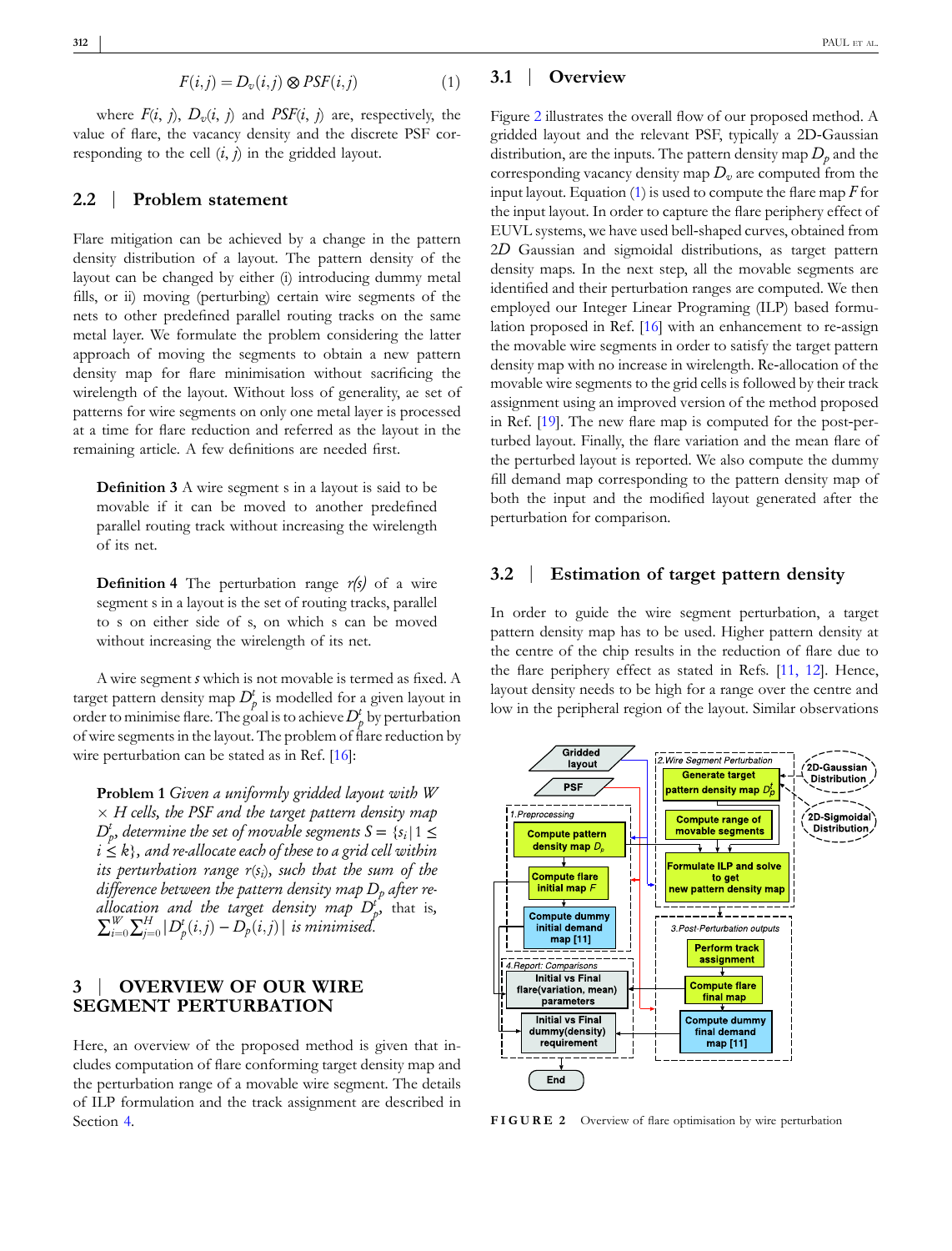$$F(i,j) = D_v(i,j) \otimes PSF(i,j) \tag{1}$$

where $F(i, j)$, $D_v(i, j)$ and $PSF(i, j)$ are, respectively, the value of flare, the vacancy density and the discrete PSF corresponding to the cell $(i, j)$ in the gridded layout.

## 2.2 | Problem statement

Flare mitigation can be achieved by a change in the pattern density distribution of a layout. The pattern density of the layout can be changed by either (i) introducing dummy metal fills, or ii) moving (perturbing) certain wire segments of the nets to other predefined parallel routing tracks on the same metal layer. We formulate the problem considering the latter approach of moving the segments to obtain a new pattern density map for flare minimisation without sacrificing the wirelength of the layout. Without loss of generality, ae set of patterns for wire segments on only one metal layer is processed at a time for flare reduction and referred as the layout in the remaining article. A few definitions are needed first.

**Definition 3** A wire segment s in a layout is said to be movable if it can be moved to another predefined parallel routing track without increasing the wirelength of its net.

**Definition 4** The perturbation range *r(s)* of a wire segment s in a layout is the set of routing tracks, parallel to s on either side of s, on which s can be moved without increasing the wirelength of its net.

A wire segment *s* which is not movable is termed as fixed. A target pattern density map $D_p^t$ is modelled for a given layout in order to minimise flare. The goal is to achieve $D_p^t$ by perturbation of wire segments in the layout. The problem of flare reduction by wire perturbation can be stated as in Ref. [16]:

**Problem 1** *Given a uniformly gridded layout with W × H cells, the PSF and the target pattern density map $D_p^t$, determine the set of movable segments $S = \{s_i | 1 \le i \le k\}$, and re-allocate each of these to a grid cell within its perturbation range $r(s_i)$, such that the sum of the difference between the pattern density map $D_p$ after re-allocation and the target density map $D_p^t$, that is, $\sum_{i=0}^{W}\sum_{j=0}^{H} |D_p^t(i,j) - D_p(i,j)|$ is minimised.*

# 3 | OVERVIEW OF OUR WIRE SEGMENT PERTURBATION

Here, an overview of the proposed method is given that includes computation of flare conforming target density map and the perturbation range of a movable wire segment. The details of ILP formulation and the track assignment are described in Section 4.

## 3.1 | Overview

Figure 2 illustrates the overall flow of our proposed method. A gridded layout and the relevant PSF, typically a 2D-Gaussian distribution, are the inputs. The pattern density map $D_p$ and the corresponding vacancy density map $D_v$ are computed from the input layout. Equation (1) is used to compute the flare map $F$ for the input layout. In order to capture the flare periphery effect of EUVL systems, we have used bell-shaped curves, obtained from 2*D* Gaussian and sigmoidal distributions, as target pattern density maps. In the next step, all the movable segments are identified and their perturbation ranges are computed. We then employed our Integer Linear Programing (ILP) based formulation proposed in Ref. [16] with an enhancement to re-assign the movable wire segments in order to satisfy the target pattern density map with no increase in wirelength. Re-allocation of the movable wire segments to the grid cells is followed by their track assignment using an improved version of the method proposed in Ref. [19]. The new flare map is computed for the post-perturbed layout. Finally, the flare variation and the mean flare of the perturbed layout is reported. We also compute the dummy fill demand map corresponding to the pattern density map of both the input and the modified layout generated after the perturbation for comparison.

## 3.2 | Estimation of target pattern density

In order to guide the wire segment perturbation, a target pattern density map has to be used. Higher pattern density at the centre of the chip results in the reduction of flare due to the flare periphery effect as stated in Refs. [11, 12]. Hence, layout density needs to be high for a range over the centre and low in the peripheral region of the layout. Similar observations

**FIGURE 2** Overview of flare optimisation by wire perturbation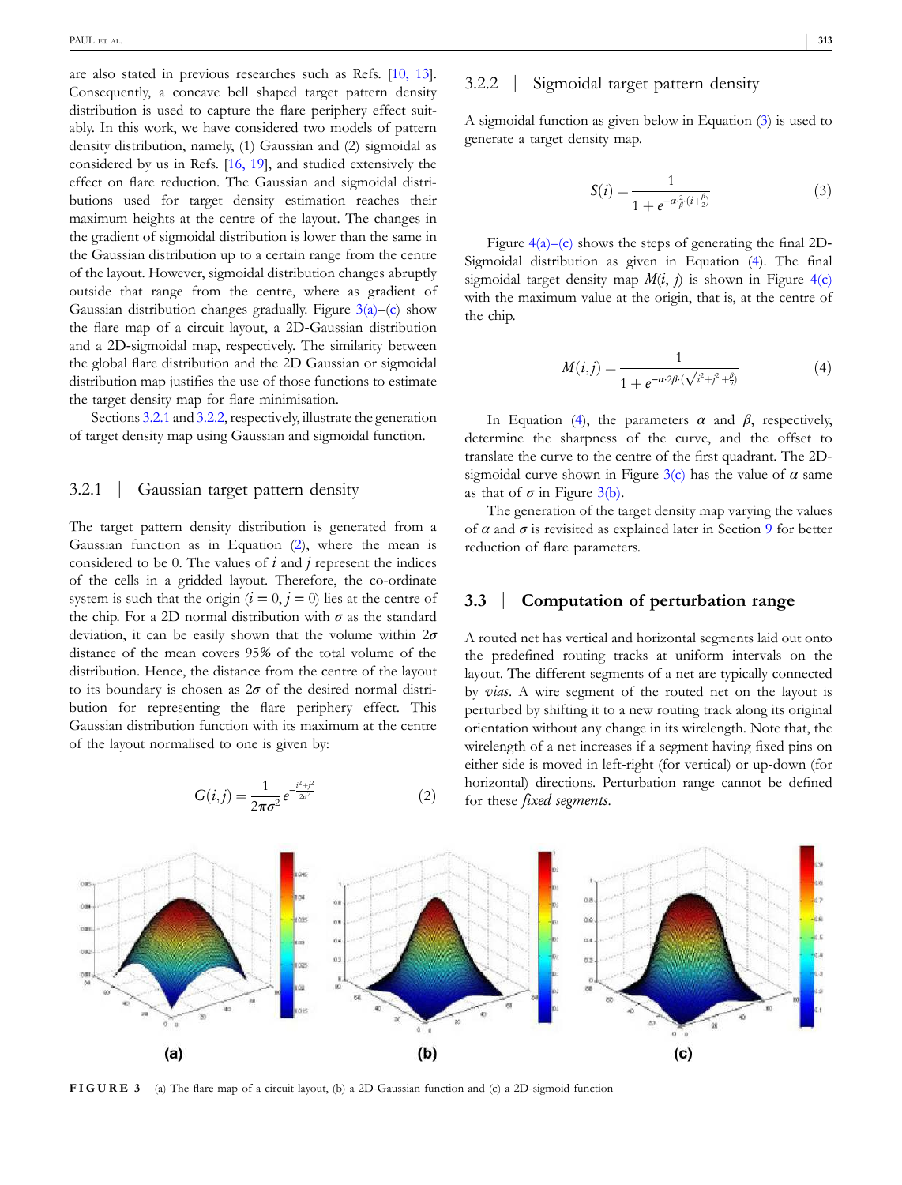are also stated in previous researches such as Refs. [10, 13]. Consequently, a concave bell shaped target pattern density distribution is used to capture the flare periphery effect suitably. In this work, we have considered two models of pattern density distribution, namely, (1) Gaussian and (2) sigmoidal as considered by us in Refs. [16, 19], and studied extensively the effect on flare reduction. The Gaussian and sigmoidal distributions used for target density estimation reaches their maximum heights at the centre of the layout. The changes in the gradient of sigmoidal distribution is lower than the same in the Gaussian distribution up to a certain range from the centre of the layout. However, sigmoidal distribution changes abruptly outside that range from the centre, where as gradient of Gaussian distribution changes gradually. Figure 3(a)–(c) show the flare map of a circuit layout, a 2D-Gaussian distribution and a 2D-sigmoidal map, respectively. The similarity between the global flare distribution and the 2D Gaussian or sigmoidal distribution map justifies the use of those functions to estimate the target density map for flare minimisation.

Sections 3.2.1 and 3.2.2, respectively, illustrate the generation of target density map using Gaussian and sigmoidal function.

### 3.2.1 | Gaussian target pattern density

The target pattern density distribution is generated from a Gaussian function as in Equation (2), where the mean is considered to be 0. The values of $i$ and $j$ represent the indices of the cells in a gridded layout. Therefore, the co-ordinate system is such that the origin ($i = 0, j = 0$) lies at the centre of the chip. For a 2D normal distribution with $\sigma$ as the standard deviation, it can be easily shown that the volume within $2\sigma$ distance of the mean covers 95% of the total volume of the distribution. Hence, the distance from the centre of the layout to its boundary is chosen as $2\sigma$ of the desired normal distribution for representing the flare periphery effect. This Gaussian distribution function with its maximum at the centre of the layout normalised to one is given by:

$$G(i,j) = \frac{1}{2\pi\sigma^2} e^{-\frac{i^2+j^2}{2\sigma^2}} \tag{2}$$

### 3.2.2 | Sigmoidal target pattern density

A sigmoidal function as given below in Equation (3) is used to generate a target density map.

$$S(i) = \frac{1}{1 + e^{-\alpha \cdot \frac{2}{\beta} \cdot \left(i + \frac{\beta}{2}\right)}} \tag{3}$$

Figure 4(a)–(c) shows the steps of generating the final 2D-Sigmoidal distribution as given in Equation (4). The final sigmoidal target density map $M(i, j)$ is shown in Figure 4(c) with the maximum value at the origin, that is, at the centre of the chip.

$$M(i,j) = \frac{1}{1 + e^{-\alpha \cdot 2\beta \cdot \left(\sqrt{i^2+j^2} + \frac{\beta}{2}\right)}} \tag{4}$$

In Equation (4), the parameters $\alpha$ and $\beta$, respectively, determine the sharpness of the curve, and the offset to translate the curve to the centre of the first quadrant. The 2D-sigmoidal curve shown in Figure 3(c) has the value of $\alpha$ same as that of $\sigma$ in Figure 3(b).

The generation of the target density map varying the values of $\alpha$ and $\sigma$ is revisited as explained later in Section 9 for better reduction of flare parameters.

## 3.3 | Computation of perturbation range

A routed net has vertical and horizontal segments laid out onto the predefined routing tracks at uniform intervals on the layout. The different segments of a net are typically connected by *vias*. A wire segment of the routed net on the layout is perturbed by shifting it to a new routing track along its original orientation without any change in its wirelength. Note that, the wirelength of a net increases if a segment having fixed pins on either side is moved in left-right (for vertical) or up-down (for horizontal) directions. Perturbation range cannot be defined for these *fixed segments*.

**FIGURE 3** (a) The flare map of a circuit layout, (b) a 2D-Gaussian function and (c) a 2D-sigmoid function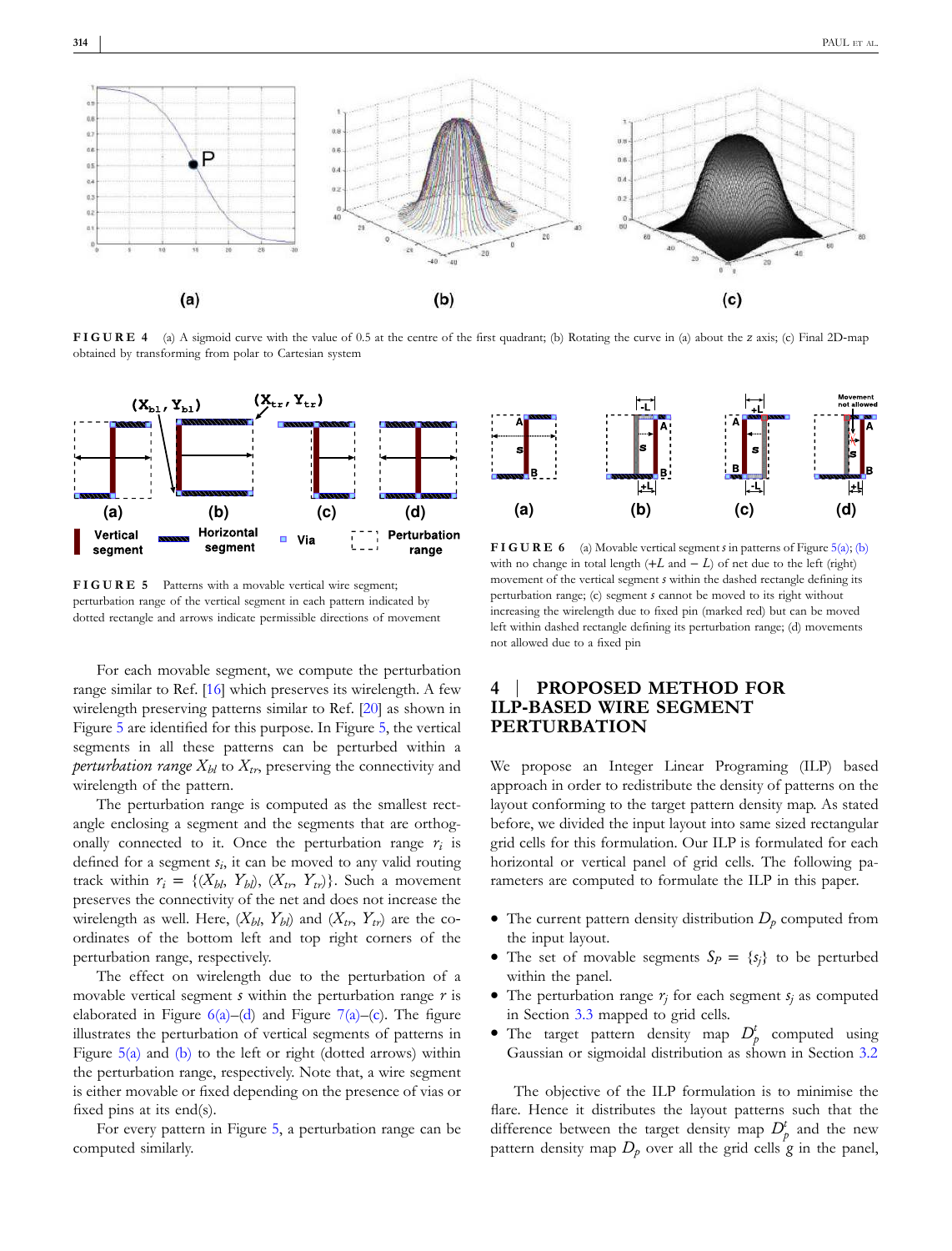FIGURE 4 (a) A sigmoid curve with the value of 0.5 at the centre of the first quadrant; (b) Rotating the curve in (a) about the z axis; (c) Final 2D-map obtained by transforming from polar to Cartesian system

FIGURE 5 Patterns with a movable vertical wire segment; perturbation range of the vertical segment in each pattern indicated by dotted rectangle and arrows indicate permissible directions of movement

FIGURE 6 (a) Movable vertical segment $s$ in patterns of Figure 5(a); (b) with no change in total length ($+L$ and $-L$) of net due to the left (right) movement of the vertical segment $s$ within the dashed rectangle defining its perturbation range; (c) segment $s$ cannot be moved to its right without increasing the wirelength due to fixed pin (marked red) but can be moved left within dashed rectangle defining its perturbation range; (d) movements not allowed due to a fixed pin

For each movable segment, we compute the perturbation range similar to Ref. [16] which preserves its wirelength. A few wirelength preserving patterns similar to Ref. [20] as shown in Figure 5 are identified for this purpose. In Figure 5, the vertical segments in all these patterns can be perturbed within a *perturbation range* $X_{bl}$ to $X_{tr}$, preserving the connectivity and wirelength of the pattern.

The perturbation range is computed as the smallest rectangle enclosing a segment and the segments that are orthogonally connected to it. Once the perturbation range $r_i$ is defined for a segment $s_i$, it can be moved to any valid routing track within $r_i = \{(X_{bl}, Y_{bl}), (X_{tr}, Y_{tr})\}$. Such a movement preserves the connectivity of the net and does not increase the wirelength as well. Here, $(X_{bl}, Y_{bl})$ and $(X_{tr}, Y_{tr})$ are the coordinates of the bottom left and top right corners of the perturbation range, respectively.

The effect on wirelength due to the perturbation of a movable vertical segment $s$ within the perturbation range $r$ is elaborated in Figure 6(a)–(d) and Figure 7(a)–(c). The figure illustrates the perturbation of vertical segments of patterns in Figure 5(a) and (b) to the left or right (dotted arrows) within the perturbation range, respectively. Note that, a wire segment is either movable or fixed depending on the presence of vias or fixed pins at its end(s).

For every pattern in Figure 5, a perturbation range can be computed similarly.

## 4 | PROPOSED METHOD FOR ILP-BASED WIRE SEGMENT PERTURBATION

We propose an Integer Linear Programing (ILP) based approach in order to redistribute the density of patterns on the layout conforming to the target pattern density map. As stated before, we divided the input layout into same sized rectangular grid cells for this formulation. Our ILP is formulated for each horizontal or vertical panel of grid cells. The following parameters are computed to formulate the ILP in this paper.

- The current pattern density distribution $D_p$ computed from the input layout.
- The set of movable segments $S_P = \{s_j\}$ to be perturbed within the panel.
- The perturbation range $r_j$ for each segment $s_j$ as computed in Section 3.3 mapped to grid cells.
- The target pattern density map $D_p^t$ computed using Gaussian or sigmoidal distribution as shown in Section 3.2

The objective of the ILP formulation is to minimise the flare. Hence it distributes the layout patterns such that the difference between the target density map $D_p^t$ and the new pattern density map $D_p$ over all the grid cells $g$ in the panel,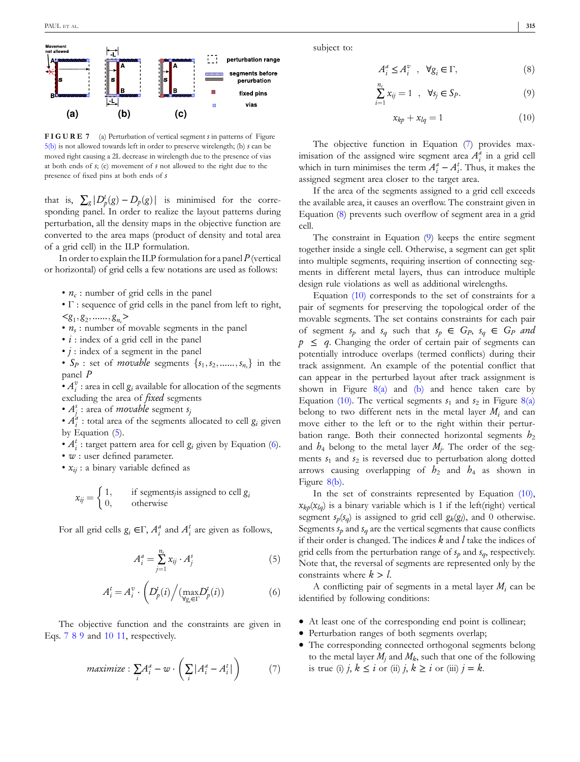FIGURE 7 (a) Perturbation of vertical segment $s$ in patterns of Figure 5(b) is not allowed towards left in order to preserve wirelength; (b) $s$ can be moved right causing a 2L decrease in wirelength due to the presence of vias at both ends of $s$; (c) movement of $s$ not allowed to the right due to the presence of fixed pins at both ends of $s$

that is, $\sum_g |D_p^t(g) - D_p(g)|$ is minimised for the corresponding panel. In order to realize the layout patterns during perturbation, all the density maps in the objective function are converted to the area maps (product of density and total area of a grid cell) in the ILP formulation.

In order to explain the ILP formulation for a panel $P$ (vertical or horizontal) of grid cells a few notations are used as follows:

- $n_c$ : number of grid cells in the panel
- $\Gamma$ : sequence of grid cells in the panel from left to right, $<g_1, g_2, \ldots\ldots, g_{n_c}>$
- $n_s$ : number of movable segments in the panel
- $i$ : index of a grid cell in the panel
- $j$ : index of a segment in the panel
- $S_P$ : set of *movable* segments $\{s_1, s_2, \ldots\ldots, s_{n_s}\}$ in the panel $P$
- $A_i^v$ : area in cell $g_i$ available for allocation of the segments excluding the area of *fixed* segments
- $A_j^s$ : area of *movable* segment $s_j$
- $A_i^a$ : total area of the segments allocated to cell $g_i$ given by Equation (5).
- $A_i^t$ : target pattern area for cell $g_i$ given by Equation (6).
- $w$ : user defined parameter.
- $x_{ij}$ : a binary variable defined as

$$x_{ij} = \begin{cases} 1, & \text{if segment} s_j \text{is assigned to cell } g_i \\ 0, & \text{otherwise} \end{cases}$$

For all grid cells $g_i \in \Gamma$, $A_i^a$ and $A_i^t$ are given as follows,

$$A_i^a = \sum_{j=1}^{n_s} x_{ij} \cdot A_j^s \tag{5}$$

$$A_i^t = A_i^v \cdot \left( D_p^t(i) \Big/ \big(\max_{\forall g_i \in \Gamma} D_p^t(i)\big) \right) \tag{6}$$

The objective function and the constraints are given in Eqs. 7 8 9 and 10 11, respectively.

$$maximize : \sum_i A_i^a - w \cdot \left( \sum_i |A_i^a - A_i^t| \right) \tag{7}$$

subject to:

$$A_i^a \le A_i^v \ , \ \ \forall g_i \in \Gamma, \tag{8}$$

$$\sum_{i=1}^{n_c} x_{ij} = 1 \ , \ \ \forall s_j \in S_P. \tag{9}$$

$$x_{kp} + x_{lq} = 1 \tag{10}$$

The objective function in Equation (7) provides maximisation of the assigned wire segment area $A_i^a$ in a grid cell which in turn minimises the term $A_i^a - A_i^t$. Thus, it makes the assigned segment area closer to the target area.

If the area of the segments assigned to a grid cell exceeds the available area, it causes an overflow. The constraint given in Equation (8) prevents such overflow of segment area in a grid cell.

The constraint in Equation (9) keeps the entire segment together inside a single cell. Otherwise, a segment can get split into multiple segments, requiring insertion of connecting segments in different metal layers, thus can introduce multiple design rule violations as well as additional wirelengths.

Equation (10) corresponds to the set of constraints for a pair of segments for preserving the topological order of the movable segments. The set contains constraints for each pair of segment $s_p$ and $s_q$ such that $s_p \in G_P$, $s_q \in G_P$ *and* $p \le q$. Changing the order of certain pair of segments can potentially introduce overlaps (termed conflicts) during their track assignment. An example of the potential conflict that can appear in the perturbed layout after track assignment is shown in Figure 8(a) and (b) and hence taken care by Equation (10). The vertical segments $s_1$ and $s_2$ in Figure 8(a) belong to two different nets in the metal layer $M_i$ and can move either to the left or to the right within their perturbation range. Both their connected horizontal segments $h_2$ and $h_4$ belong to the metal layer $M_j$. The order of the segments $s_1$ and $s_2$ is reversed due to perturbation along dotted arrows causing overlapping of $h_2$ and $h_4$ as shown in Figure 8(b).

In the set of constraints represented by Equation (10), $x_{kp}(x_{lq})$ is a binary variable which is 1 if the left(right) vertical segment $s_p(s_q)$ is assigned to grid cell $g_k(g_l)$, and 0 otherwise. Segments $s_p$ and $s_q$ are the vertical segments that cause conflicts if their order is changed. The indices $k$ and $l$ take the indices of grid cells from the perturbation range of $s_p$ and $s_q$, respectively. Note that, the reversal of segments are represented only by the constraints where $k > l$.

A conflicting pair of segments in a metal layer $M_i$ can be identified by following conditions:

- At least one of the corresponding end point is collinear;
- Perturbation ranges of both segments overlap;
- The corresponding connected orthogonal segments belong to the metal layer $M_j$ and $M_k$, such that one of the following is true (i) $j, k \le i$ or (ii) $j, k \ge i$ or (iii) $j = k$.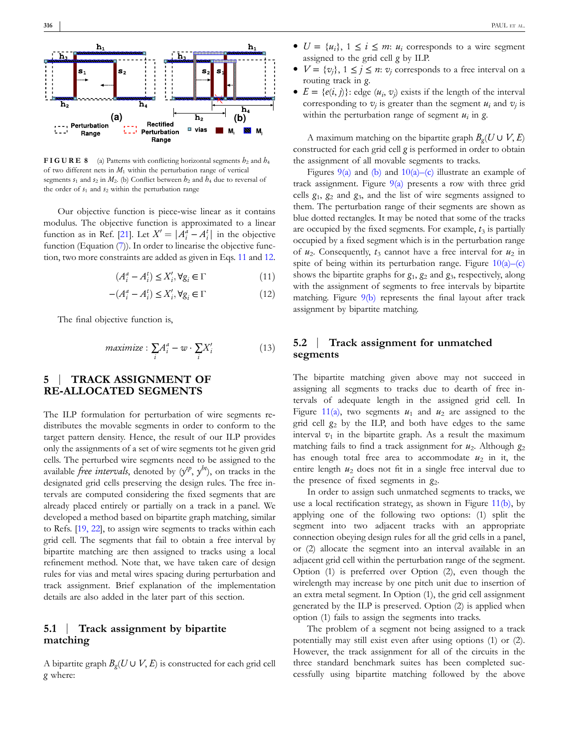FIGURE 8 (a) Patterns with conflicting horizontal segments $h_2$ and $h_4$ of two different nets in $M_1$ within the perturbation range of vertical segments $s_1$ and $s_2$ in $M_2$. (b) Conflict between $h_2$ and $h_4$ due to reversal of the order of $s_1$ and $s_2$ within the perturbation range

Our objective function is piece-wise linear as it contains modulus. The objective function is approximated to a linear function as in Ref. [21]. Let $X' = |A_i^a - A_i^t|$ in the objective function (Equation (7)). In order to linearise the objective function, two more constraints are added as given in Eqs. 11 and 12.

$$(A_i^a - A_i^t) \leq X_i', \forall g_i \in \Gamma \tag{11}$$

$$-(A_i^a - A_i^t) \leq X_i', \forall g_i \in \Gamma \tag{12}$$

The final objective function is,

$$maximize : \sum_i A_i^a - w \cdot \sum_i X_i' \tag{13}$$

## 5 | TRACK ASSIGNMENT OF RE-ALLOCATED SEGMENTS

The ILP formulation for perturbation of wire segments re-distributes the movable segments in order to conform to the target pattern density. Hence, the result of our ILP provides only the assignments of a set of wire segments tot he given grid cells. The perturbed wire segments need to be assigned to the available *free intervals*, denoted by $(y^{tp}, y^{bt})$, on tracks in the designated grid cells preserving the design rules. The free intervals are computed considering the fixed segments that are already placed entirely or partially on a track in a panel. We developed a method based on bipartite graph matching, similar to Refs. [19, 22], to assign wire segments to tracks within each grid cell. The segments that fail to obtain a free interval by bipartite matching are then assigned to tracks using a local refinement method. Note that, we have taken care of design rules for vias and metal wires spacing during perturbation and track assignment. Brief explanation of the implementation details are also added in the later part of this section.

### 5.1 | Track assignment by bipartite matching

A bipartite graph $B_g(U \cup V, E)$ is constructed for each grid cell $g$ where:

- $U = \{u_i\}$, $1 \leq i \leq m$: $u_i$ corresponds to a wire segment assigned to the grid cell $g$ by ILP.
- $V = \{v_j\}$, $1 \leq j \leq n$: $v_j$ corresponds to a free interval on a routing track in $g$.
- $E = \{e(i, j)\}$: edge $(u_i, v_j)$ exists if the length of the interval corresponding to $v_j$ is greater than the segment $u_i$ and $v_j$ is within the perturbation range of segment $u_i$ in $g$.

A maximum matching on the bipartite graph $B_g(U \cup V, E)$ constructed for each grid cell $g$ is performed in order to obtain the assignment of all movable segments to tracks.

Figures 9(a) and (b) and 10(a)–(c) illustrate an example of track assignment. Figure 9(a) presents a row with three grid cells $g_1$, $g_2$ and $g_3$, and the list of wire segments assigned to them. The perturbation range of their segments are shown as blue dotted rectangles. It may be noted that some of the tracks are occupied by the fixed segments. For example, $t_3$ is partially occupied by a fixed segment which is in the perturbation range of $u_2$. Consequently, $t_3$ cannot have a free interval for $u_2$ in spite of being within its perturbation range. Figure 10(a)–(c) shows the bipartite graphs for $g_1$, $g_2$ and $g_3$, respectively, along with the assignment of segments to free intervals by bipartite matching. Figure 9(b) represents the final layout after track assignment by bipartite matching.

### 5.2 | Track assignment for unmatched segments

The bipartite matching given above may not succeed in assigning all segments to tracks due to dearth of free intervals of adequate length in the assigned grid cell. In Figure 11(a), two segments $u_1$ and $u_2$ are assigned to the grid cell $g_2$ by the ILP, and both have edges to the same interval $v_1$ in the bipartite graph. As a result the maximum matching fails to find a track assignment for $u_2$. Although $g_2$ has enough total free area to accommodate $u_2$ in it, the entire length $u_2$ does not fit in a single free interval due to the presence of fixed segments in $g_2$.

In order to assign such unmatched segments to tracks, we use a local rectification strategy, as shown in Figure 11(b), by applying one of the following two options: (1) split the segment into two adjacent tracks with an appropriate connection obeying design rules for all the grid cells in a panel, or (2) allocate the segment into an interval available in an adjacent grid cell within the perturbation range of the segment. Option (1) is preferred over Option (2), even though the wirelength may increase by one pitch unit due to insertion of an extra metal segment. In Option (1), the grid cell assignment generated by the ILP is preserved. Option (2) is applied when option (1) fails to assign the segments into tracks.

The problem of a segment not being assigned to a track potentially may still exist even after using options (1) or (2). However, the track assignment for all of the circuits in the three standard benchmark suites has been completed successfully using bipartite matching followed by the above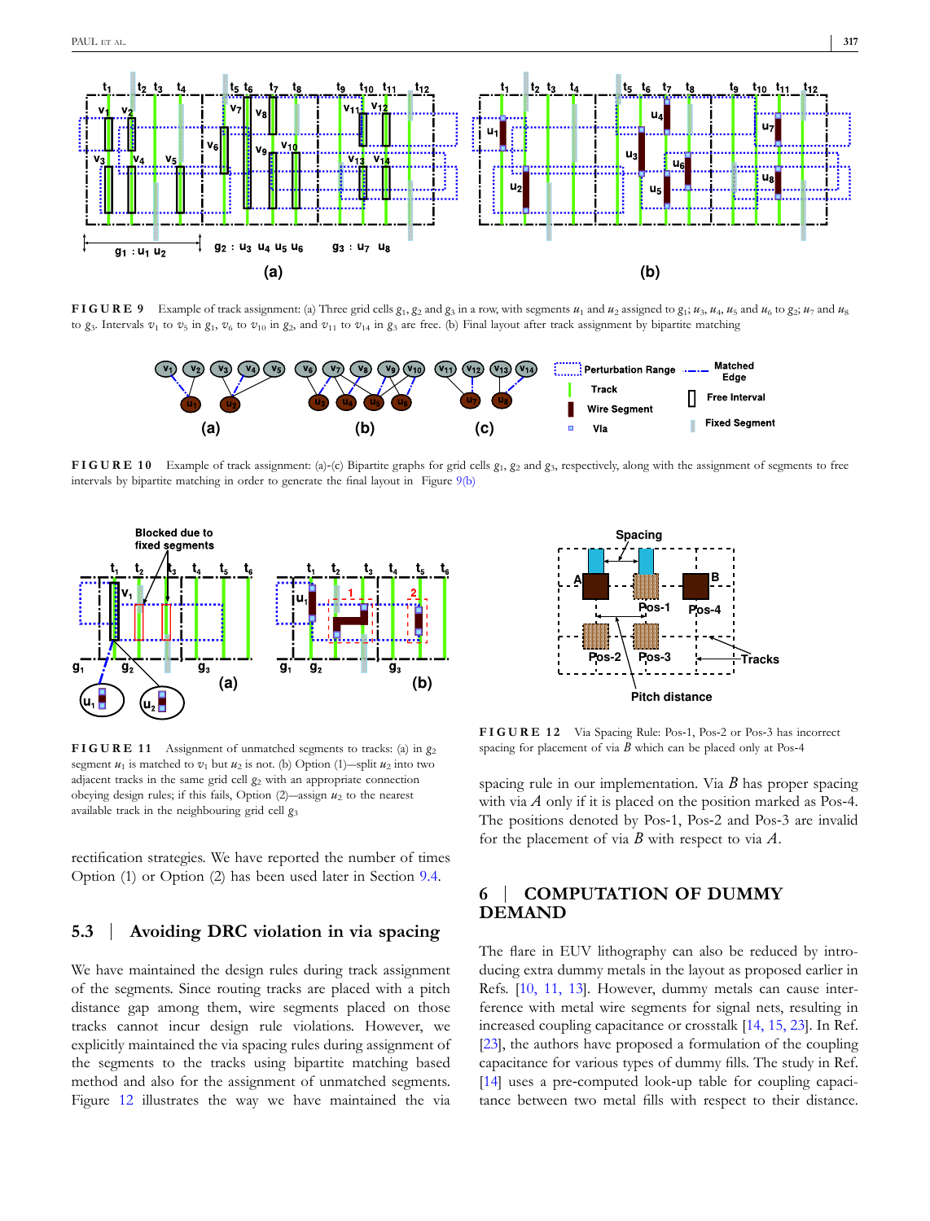**FIGURE 9** Example of track assignment: (a) Three grid cells $g_1$, $g_2$ and $g_3$ in a row, with segments $u_1$ and $u_2$ assigned to $g_1$; $u_3$, $u_4$, $u_5$ and $u_6$ to $g_2$; $u_7$ and $u_8$ to $g_3$. Intervals $v_1$ to $v_5$ in $g_1$, $v_6$ to $v_{10}$ in $g_2$, and $v_{11}$ to $v_{14}$ in $g_3$ are free. (b) Final layout after track assignment by bipartite matching

**FIGURE 10** Example of track assignment: (a)-(c) Bipartite graphs for grid cells $g_1$, $g_2$ and $g_3$, respectively, along with the assignment of segments to free intervals by bipartite matching in order to generate the final layout in Figure 9(b)

**FIGURE 11** Assignment of unmatched segments to tracks: (a) in $g_2$ segment $u_1$ is matched to $v_1$ but $u_2$ is not. (b) Option (1)—split $u_2$ into two adjacent tracks in the same grid cell $g_2$ with an appropriate connection obeying design rules; if this fails, Option (2)—assign $u_2$ to the nearest available track in the neighbouring grid cell $g_3$

rectification strategies. We have reported the number of times Option (1) or Option (2) has been used later in Section 9.4.

### 5.3 | Avoiding DRC violation in via spacing

We have maintained the design rules during track assignment of the segments. Since routing tracks are placed with a pitch distance gap among them, wire segments placed on those tracks cannot incur design rule violations. However, we explicitly maintained the via spacing rules during assignment of the segments to the tracks using bipartite matching based method and also for the assignment of unmatched segments. Figure 12 illustrates the way we have maintained the via spacing rule in our implementation. Via $B$ has proper spacing with via $A$ only if it is placed on the position marked as Pos-4. The positions denoted by Pos-1, Pos-2 and Pos-3 are invalid for the placement of via $B$ with respect to via $A$.

**FIGURE 12** Via Spacing Rule: Pos-1, Pos-2 or Pos-3 has incorrect spacing for placement of via $B$ which can be placed only at Pos-4

## 6 | COMPUTATION OF DUMMY DEMAND

The flare in EUV lithography can also be reduced by introducing extra dummy metals in the layout as proposed earlier in Refs. [10, 11, 13]. However, dummy metals can cause interference with metal wire segments for signal nets, resulting in increased coupling capacitance or crosstalk [14, 15, 23]. In Ref. [23], the authors have proposed a formulation of the coupling capacitance for various types of dummy fills. The study in Ref. [14] uses a pre-computed look-up table for coupling capacitance between two metal fills with respect to their distance.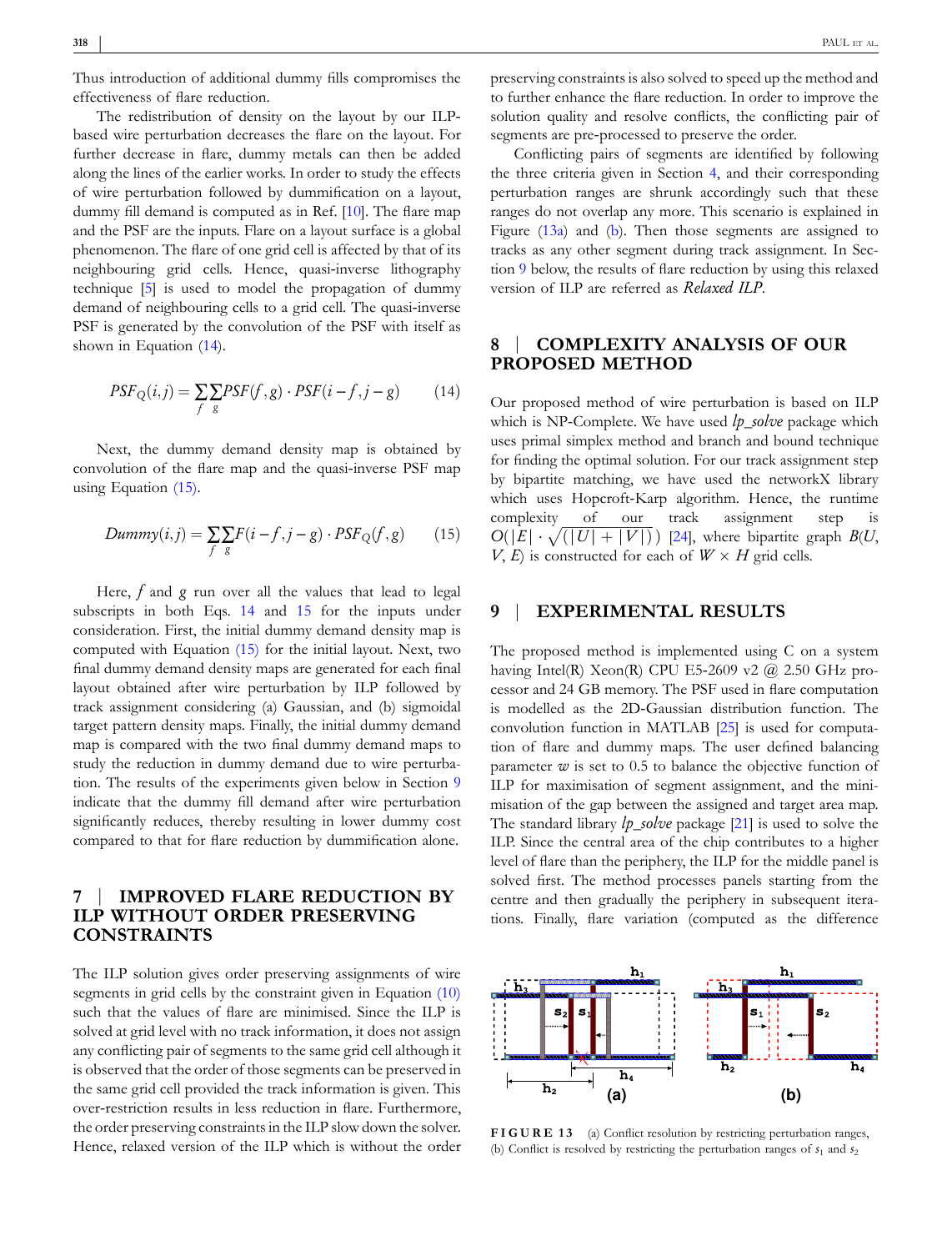Thus introduction of additional dummy fills compromises the effectiveness of flare reduction.

The redistribution of density on the layout by our ILP-based wire perturbation decreases the flare on the layout. For further decrease in flare, dummy metals can then be added along the lines of the earlier works. In order to study the effects of wire perturbation followed by dummification on a layout, dummy fill demand is computed as in Ref. [10]. The flare map and the PSF are the inputs. Flare on a layout surface is a global phenomenon. The flare of one grid cell is affected by that of its neighbouring grid cells. Hence, quasi-inverse lithography technique [5] is used to model the propagation of dummy demand of neighbouring cells to a grid cell. The quasi-inverse PSF is generated by the convolution of the PSF with itself as shown in Equation (14).

$$PSF_Q(i,j) = \sum_f \sum_g PSF(f,g) \cdot PSF(i-f, j-g) \tag{14}$$

Next, the dummy demand density map is obtained by convolution of the flare map and the quasi-inverse PSF map using Equation (15).

$$Dummy(i,j) = \sum_f \sum_g F(i-f, j-g) \cdot PSF_Q(f,g) \tag{15}$$

Here, $f$ and $g$ run over all the values that lead to legal subscripts in both Eqs. 14 and 15 for the inputs under consideration. First, the initial dummy demand density map is computed with Equation (15) for the initial layout. Next, two final dummy demand density maps are generated for each final layout obtained after wire perturbation by ILP followed by track assignment considering (a) Gaussian, and (b) sigmoidal target pattern density maps. Finally, the initial dummy demand map is compared with the two final dummy demand maps to study the reduction in dummy demand due to wire perturbation. The results of the experiments given below in Section 9 indicate that the dummy fill demand after wire perturbation significantly reduces, thereby resulting in lower dummy cost compared to that for flare reduction by dummification alone.

## 7 | IMPROVED FLARE REDUCTION BY ILP WITHOUT ORDER PRESERVING CONSTRAINTS

The ILP solution gives order preserving assignments of wire segments in grid cells by the constraint given in Equation (10) such that the values of flare are minimised. Since the ILP is solved at grid level with no track information, it does not assign any conflicting pair of segments to the same grid cell although it is observed that the order of those segments can be preserved in the same grid cell provided the track information is given. This over-restriction results in less reduction in flare. Furthermore, the order preserving constraints in the ILP slow down the solver. Hence, relaxed version of the ILP which is without the order preserving constraints is also solved to speed up the method and to further enhance the flare reduction. In order to improve the solution quality and resolve conflicts, the conflicting pair of segments are pre-processed to preserve the order.

Conflicting pairs of segments are identified by following the three criteria given in Section 4, and their corresponding perturbation ranges are shrunk accordingly such that these ranges do not overlap any more. This scenario is explained in Figure (13a) and (b). Then those segments are assigned to tracks as any other segment during track assignment. In Section 9 below, the results of flare reduction by using this relaxed version of ILP are referred as *Relaxed ILP*.

## 8 | COMPLEXITY ANALYSIS OF OUR PROPOSED METHOD

Our proposed method of wire perturbation is based on ILP which is NP-Complete. We have used *lp_solve* package which uses primal simplex method and branch and bound technique for finding the optimal solution. For our track assignment step by bipartite matching, we have used the networkX library which uses Hopcroft-Karp algorithm. Hence, the runtime complexity of our track assignment step is $O(|E| \cdot \sqrt{(|U| + |V|)})$ [24], where bipartite graph $B(U, V, E)$ is constructed for each of $W \times H$ grid cells.

## 9 | EXPERIMENTAL RESULTS

The proposed method is implemented using C on a system having Intel(R) Xeon(R) CPU E5-2609 v2 @ 2.50 GHz processor and 24 GB memory. The PSF used in flare computation is modelled as the 2D-Gaussian distribution function. The convolution function in MATLAB [25] is used for computation of flare and dummy maps. The user defined balancing parameter $w$ is set to 0.5 to balance the objective function of ILP for maximisation of segment assignment, and the minimisation of the gap between the assigned and target area map. The standard library *lp_solve* package [21] is used to solve the ILP. Since the central area of the chip contributes to a higher level of flare than the periphery, the ILP for the middle panel is solved first. The method processes panels starting from the centre and then gradually the periphery in subsequent iterations. Finally, flare variation (computed as the difference

**FIGURE 13** (a) Conflict resolution by restricting perturbation ranges, (b) Conflict is resolved by restricting the perturbation ranges of $s_1$ and $s_2$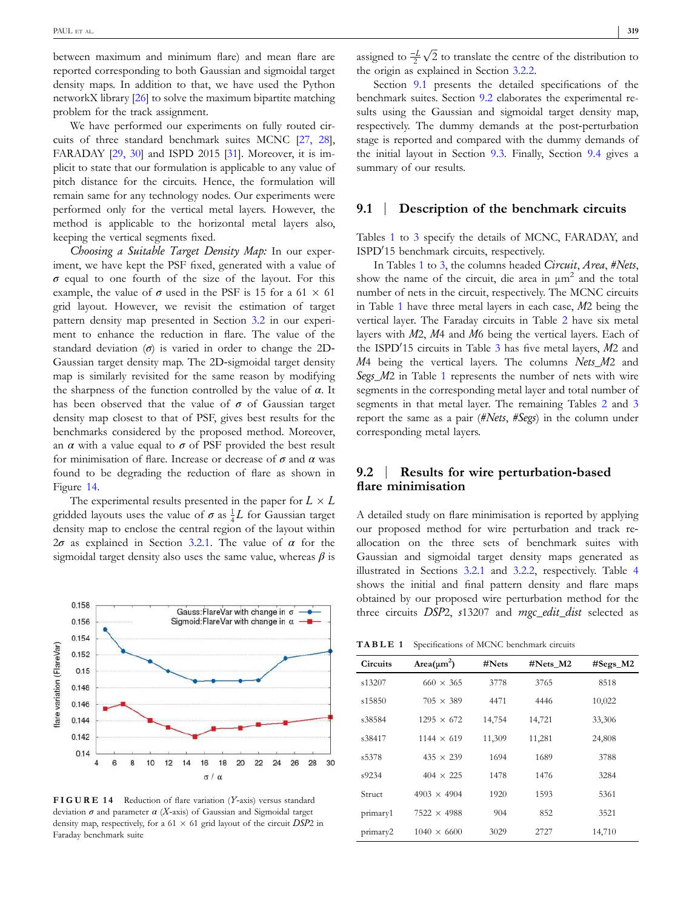between maximum and minimum flare) and mean flare are reported corresponding to both Gaussian and sigmoidal target density maps. In addition to that, we have used the Python networkX library [26] to solve the maximum bipartite matching problem for the track assignment.

We have performed our experiments on fully routed circuits of three standard benchmark suites MCNC [27, 28], FARADAY [29, 30] and ISPD 2015 [31]. Moreover, it is implicit to state that our formulation is applicable to any value of pitch distance for the circuits. Hence, the formulation will remain same for any technology nodes. Our experiments were performed only for the vertical metal layers. However, the method is applicable to the horizontal metal layers also, keeping the vertical segments fixed.

*Choosing a Suitable Target Density Map:* In our experiment, we have kept the PSF fixed, generated with a value of $\sigma$ equal to one fourth of the size of the layout. For this example, the value of $\sigma$ used in the PSF is 15 for a $61 \times 61$ grid layout. However, we revisit the estimation of target pattern density map presented in Section 3.2 in our experiment to enhance the reduction in flare. The value of the standard deviation ($\sigma$) is varied in order to change the 2D-Gaussian target density map. The 2D-sigmoidal target density map is similarly revisited for the same reason by modifying the sharpness of the function controlled by the value of $\alpha$. It has been observed that the value of $\sigma$ of Gaussian target density map closest to that of PSF, gives best results for the benchmarks considered by the proposed method. Moreover, an $\alpha$ with a value equal to $\sigma$ of PSF provided the best result for minimisation of flare. Increase or decrease of $\sigma$ and $\alpha$ was found to be degrading the reduction of flare as shown in Figure 14.

The experimental results presented in the paper for $L \times L$ gridded layouts uses the value of $\sigma$ as $\frac{1}{4}L$ for Gaussian target density map to enclose the central region of the layout within $2\sigma$ as explained in Section 3.2.1. The value of $\alpha$ for the sigmoidal target density also uses the same value, whereas $\beta$ is assigned to $\frac{-L}{2}\sqrt{2}$ to translate the centre of the distribution to the origin as explained in Section 3.2.2.

**FIGURE 14** Reduction of flare variation (*Y*-axis) versus standard deviation $\sigma$ and parameter $\alpha$ (*X*-axis) of Gaussian and Sigmoidal target density map, respectively, for a $61 \times 61$ grid layout of the circuit *DSP*2 in Faraday benchmark suite

Section 9.1 presents the detailed specifications of the benchmark suites. Section 9.2 elaborates the experimental results using the Gaussian and sigmoidal target density map, respectively. The dummy demands at the post-perturbation stage is reported and compared with the dummy demands of the initial layout in Section 9.3. Finally, Section 9.4 gives a summary of our results.

## 9.1 | Description of the benchmark circuits

Tables 1 to 3 specify the details of MCNC, FARADAY, and ISPD′15 benchmark circuits, respectively.

In Tables 1 to 3, the columns headed *Circuit*, *Area*, *#Nets*, show the name of the circuit, die area in μm$^2$ and the total number of nets in the circuit, respectively. The MCNC circuits in Table 1 have three metal layers in each case, *M*2 being the vertical layer. The Faraday circuits in Table 2 have six metal layers with *M*2, *M*4 and *M*6 being the vertical layers. Each of the ISPD′15 circuits in Table 3 has five metal layers, *M*2 and *M*4 being the vertical layers. The columns *Nets_M2* and *Segs_M2* in Table 1 represents the number of nets with wire segments in the corresponding metal layer and total number of segments in that metal layer. The remaining Tables 2 and 3 report the same as a pair (*#Nets*, *#Segs*) in the column under corresponding metal layers.

## 9.2 | Results for wire perturbation-based flare minimisation

A detailed study on flare minimisation is reported by applying our proposed method for wire perturbation and track reallocation on the three sets of benchmark suites with Gaussian and sigmoidal target density maps generated as illustrated in Sections 3.2.1 and 3.2.2, respectively. Table 4 shows the initial and final pattern density and flare maps obtained by our proposed wire perturbation method for the three circuits *DSP*2, *s*13207 and *mgc_edit_dist* selected as

**TABLE 1** Specifications of MCNC benchmark circuits

| Circuits | Area(μm$^2$) | #Nets | #Nets_M2 | #Segs_M2 |
|---|---|---|---|---|
| s13207 | 660 × 365 | 3778 | 3765 | 8518 |
| s15850 | 705 × 389 | 4471 | 4446 | 10,022 |
| s38584 | 1295 × 672 | 14,754 | 14,721 | 33,306 |
| s38417 | 1144 × 619 | 11,309 | 11,281 | 24,808 |
| s5378 | 435 × 239 | 1694 | 1689 | 3788 |
| s9234 | 404 × 225 | 1478 | 1476 | 3284 |
| Struct | 4903 × 4904 | 1920 | 1593 | 5361 |
| primary1 | 7522 × 4988 | 904 | 852 | 3521 |
| primary2 | 1040 × 6600 | 3029 | 2727 | 14,710 |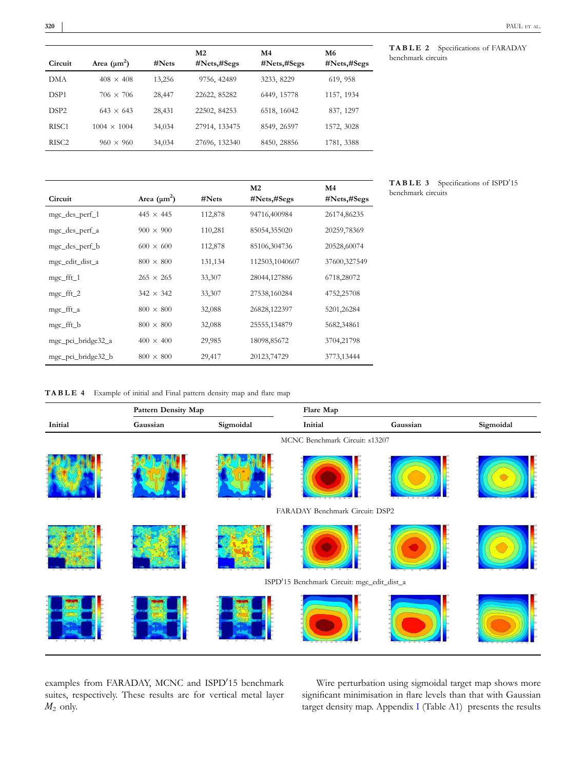**TABLE 2** Specifications of FARADAY benchmark circuits

| Circuit | Area (μm$^2$) | #Nets | M2 #Nets,#Segs | M4 #Nets,#Segs | M6 #Nets,#Segs |
|---|---|---|---|---|---|
| DMA | 408 × 408 | 13,256 | 9756, 42489 | 3233, 8229 | 619, 958 |
| DSP1 | 706 × 706 | 28,447 | 22622, 85282 | 6449, 15778 | 1157, 1934 |
| DSP2 | 643 × 643 | 28,431 | 22502, 84253 | 6518, 16042 | 837, 1297 |
| RISC1 | 1004 × 1004 | 34,034 | 27914, 133475 | 8549, 26597 | 1572, 3028 |
| RISC2 | 960 × 960 | 34,034 | 27696, 132340 | 8450, 28856 | 1781, 3388 |

**TABLE 3** Specifications of ISPD′15 benchmark circuits

| Circuit | Area (μm$^2$) | #Nets | M2 #Nets,#Segs | M4 #Nets,#Segs |
|---|---|---|---|---|
| mgc_des_perf_1 | 445 × 445 | 112,878 | 94716,400984 | 26174,86235 |
| mgc_des_perf_a | 900 × 900 | 110,281 | 85054,355020 | 20259,78369 |
| mgc_des_perf_b | 600 × 600 | 112,878 | 85106,304736 | 20528,60074 |
| mgc_edit_dist_a | 800 × 800 | 131,134 | 112503,1040607 | 37600,327549 |
| mgc_fft_1 | 265 × 265 | 33,307 | 28044,127886 | 6718,28072 |
| mgc_fft_2 | 342 × 342 | 33,307 | 27538,160284 | 4752,25708 |
| mgc_fft_a | 800 × 800 | 32,088 | 26828,122397 | 5201,26284 |
| mgc_fft_b | 800 × 800 | 32,088 | 25555,134879 | 5682,34861 |
| mgc_pci_bridge32_a | 400 × 400 | 29,985 | 18098,85672 | 3704,21798 |
| mgc_pci_bridge32_b | 800 × 800 | 29,417 | 20123,74729 | 3773,13444 |

**TABLE 4** Example of initial and Final pattern density map and flare map

| Initial | Pattern Density Map: Gaussian | Pattern Density Map: Sigmoidal | Flare Map: Initial | Flare Map: Gaussian | Flare Map: Sigmoidal |
|---|---|---|---|---|---|
| MCNC Benchmark Circuit: s13207 | | | | | |
| FARADAY Benchmark Circuit: DSP2 | | | | | |
| ISPD′15 Benchmark Circuit: mgc_edit_dist_a | | | | | |

examples from FARADAY, MCNC and ISPD′15 benchmark suites, respectively. These results are for vertical metal layer $M_2$ only.

Wire perturbation using sigmoidal target map shows more significant minimisation in flare levels than that with Gaussian target density map. Appendix I (Table A1) presents the results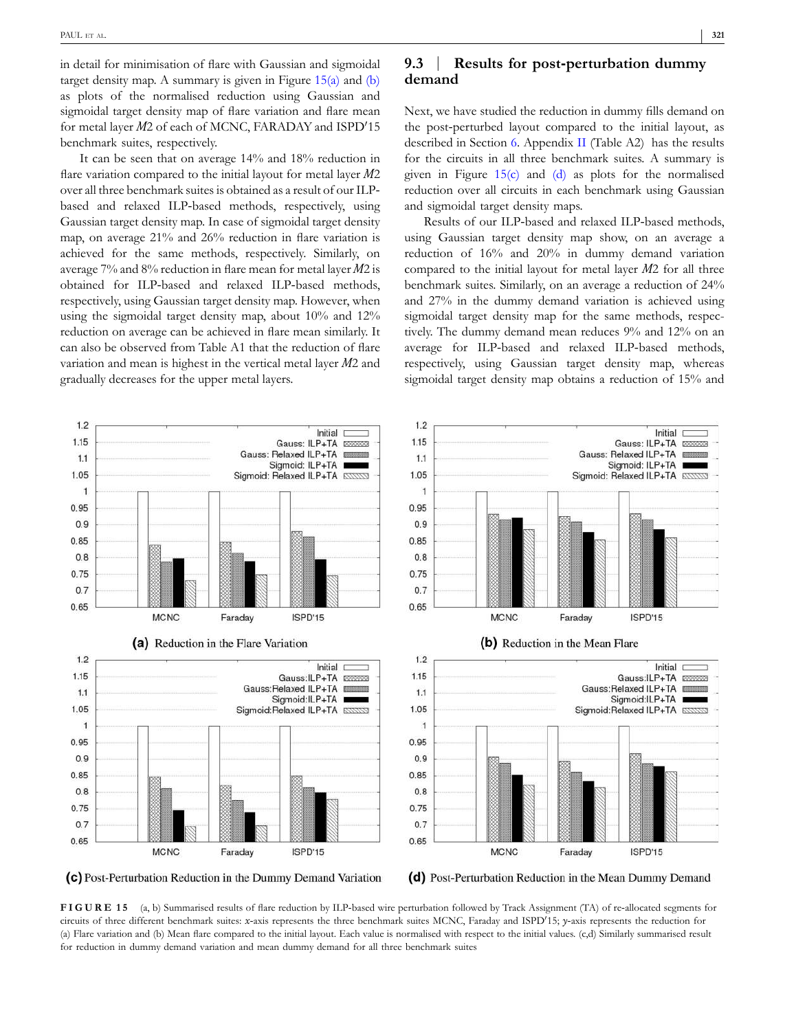in detail for minimisation of flare with Gaussian and sigmoidal target density map. A summary is given in Figure 15(a) and (b) as plots of the normalised reduction using Gaussian and sigmoidal target density map of flare variation and flare mean for metal layer *M*2 of each of MCNC, FARADAY and ISPD′15 benchmark suites, respectively.

It can be seen that on average 14% and 18% reduction in flare variation compared to the initial layout for metal layer *M*2 over all three benchmark suites is obtained as a result of our ILP-based and relaxed ILP-based methods, respectively, using Gaussian target density map. In case of sigmoidal target density map, on average 21% and 26% reduction in flare variation is achieved for the same methods, respectively. Similarly, on average 7% and 8% reduction in flare mean for metal layer *M*2 is obtained for ILP-based and relaxed ILP-based methods, respectively, using Gaussian target density map. However, when using the sigmoidal target density map, about 10% and 12% reduction on average can be achieved in flare mean similarly. It can also be observed from Table A1 that the reduction of flare variation and mean is highest in the vertical metal layer *M*2 and gradually decreases for the upper metal layers.

## 9.3 | Results for post-perturbation dummy demand

Next, we have studied the reduction in dummy fills demand on the post-perturbed layout compared to the initial layout, as described in Section 6. Appendix II (Table A2) has the results for the circuits in all three benchmark suites. A summary is given in Figure 15(c) and (d) as plots for the normalised reduction over all circuits in each benchmark using Gaussian and sigmoidal target density maps.

Results of our ILP-based and relaxed ILP-based methods, using Gaussian target density map show, on an average a reduction of 16% and 20% in dummy demand variation compared to the initial layout for metal layer *M*2 for all three benchmark suites. Similarly, on an average a reduction of 24% and 27% in the dummy demand variation is achieved using sigmoidal target density map for the same methods, respectively. The dummy demand mean reduces 9% and 12% on an average for ILP-based and relaxed ILP-based methods, respectively, using Gaussian target density map, whereas sigmoidal target density map obtains a reduction of 15% and

(a) Reduction in the Flare Variation

(b) Reduction in the Mean Flare

(c) Post-Perturbation Reduction in the Dummy Demand Variation

(d) Post-Perturbation Reduction in the Mean Dummy Demand

**FIGURE 15** (a, b) Summarised results of flare reduction by ILP-based wire perturbation followed by Track Assignment (TA) of re-allocated segments for circuits of three different benchmark suites: *x*-axis represents the three benchmark suites MCNC, Faraday and ISPD′15; *y*-axis represents the reduction for (a) Flare variation and (b) Mean flare compared to the initial layout. Each value is normalised with respect to the initial values. (c,d) Similarly summarised result for reduction in dummy demand variation and mean dummy demand for all three benchmark suites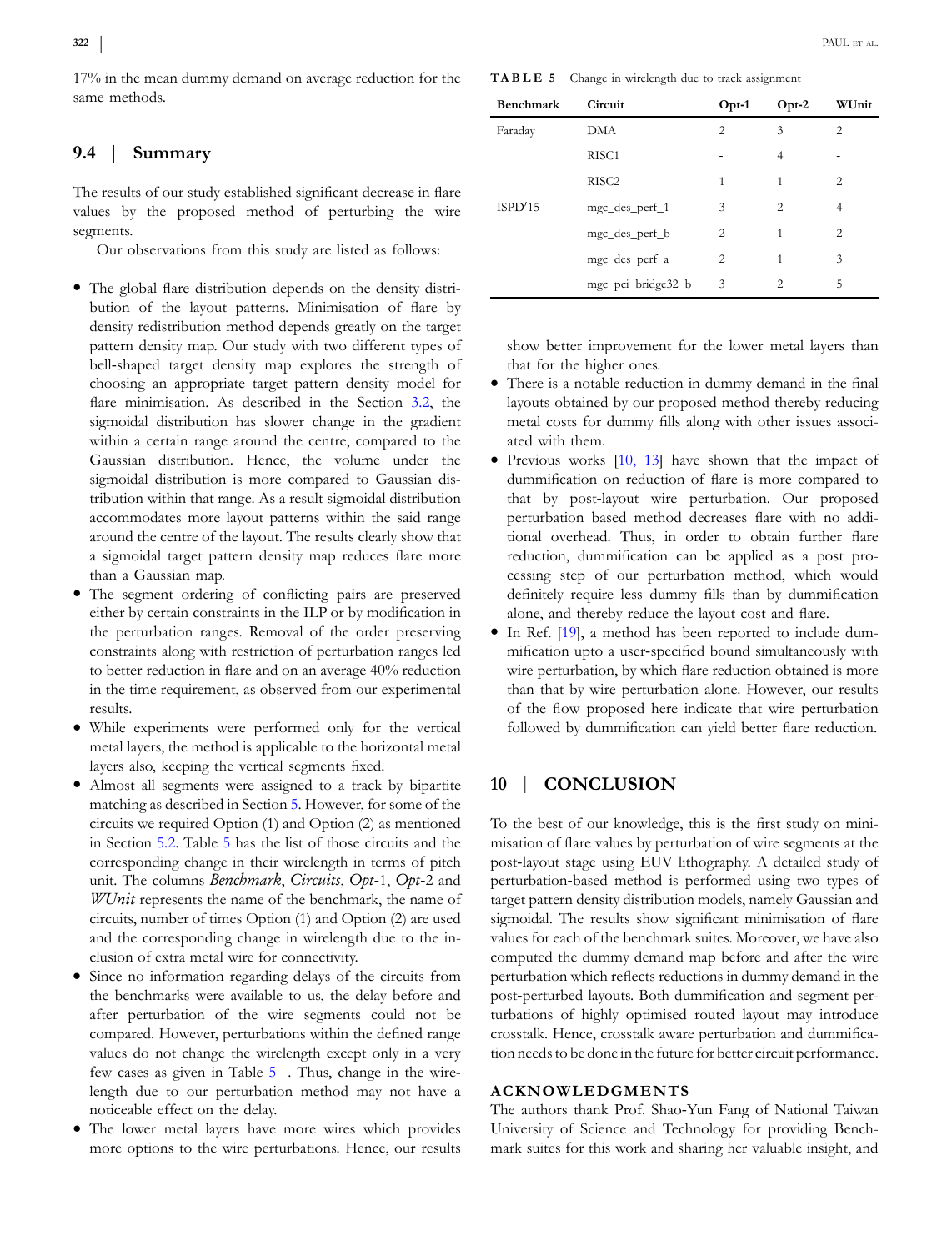17% in the mean dummy demand on average reduction for the same methods.

## 9.4 | Summary

The results of our study established significant decrease in flare values by the proposed method of perturbing the wire segments.

Our observations from this study are listed as follows:

- The global flare distribution depends on the density distribution of the layout patterns. Minimisation of flare by density redistribution method depends greatly on the target pattern density map. Our study with two different types of bell-shaped target density map explores the strength of choosing an appropriate target pattern density model for flare minimisation. As described in the Section 3.2, the sigmoidal distribution has slower change in the gradient within a certain range around the centre, compared to the Gaussian distribution. Hence, the volume under the sigmoidal distribution is more compared to Gaussian distribution within that range. As a result sigmoidal distribution accommodates more layout patterns within the said range around the centre of the layout. The results clearly show that a sigmoidal target pattern density map reduces flare more than a Gaussian map.
- The segment ordering of conflicting pairs are preserved either by certain constraints in the ILP or by modification in the perturbation ranges. Removal of the order preserving constraints along with restriction of perturbation ranges led to better reduction in flare and on an average 40% reduction in the time requirement, as observed from our experimental results.
- While experiments were performed only for the vertical metal layers, the method is applicable to the horizontal metal layers also, keeping the vertical segments fixed.
- Almost all segments were assigned to a track by bipartite matching as described in Section 5. However, for some of the circuits we required Option (1) and Option (2) as mentioned in Section 5.2. Table 5 has the list of those circuits and the corresponding change in their wirelength in terms of pitch unit. The columns *Benchmark*, *Circuits*, *Opt*-1, *Opt*-2 and *WUnit* represents the name of the benchmark, the name of circuits, number of times Option (1) and Option (2) are used and the corresponding change in wirelength due to the inclusion of extra metal wire for connectivity.
- Since no information regarding delays of the circuits from the benchmarks were available to us, the delay before and after perturbation of the wire segments could not be compared. However, perturbations within the defined range values do not change the wirelength except only in a very few cases as given in Table 5 . Thus, change in the wirelength due to our perturbation method may not have a noticeable effect on the delay.
- The lower metal layers have more wires which provides more options to the wire perturbations. Hence, our results show better improvement for the lower metal layers than that for the higher ones.
- There is a notable reduction in dummy demand in the final layouts obtained by our proposed method thereby reducing metal costs for dummy fills along with other issues associated with them.
- Previous works [10, 13] have shown that the impact of dummification on reduction of flare is more compared to that by post-layout wire perturbation. Our proposed perturbation based method decreases flare with no additional overhead. Thus, in order to obtain further flare reduction, dummification can be applied as a post processing step of our perturbation method, which would definitely require less dummy fills than by dummification alone, and thereby reduce the layout cost and flare.
- In Ref. [19], a method has been reported to include dummification upto a user-specified bound simultaneously with wire perturbation, by which flare reduction obtained is more than that by wire perturbation alone. However, our results of the flow proposed here indicate that wire perturbation followed by dummification can yield better flare reduction.

**TABLE 5** Change in wirelength due to track assignment

| Benchmark | Circuit | Opt-1 | Opt-2 | WUnit |
|---|---|---|---|---|
| Faraday | DMA | 2 | 3 | 2 |
| | RISC1 | - | 4 | - |
| | RISC2 | 1 | 1 | 2 |
| ISPD′15 | mgc_des_perf_1 | 3 | 2 | 4 |
| | mgc_des_perf_b | 2 | 1 | 2 |
| | mgc_des_perf_a | 2 | 1 | 3 |
| | mgc_pci_bridge32_b | 3 | 2 | 5 |

# 10 | CONCLUSION

To the best of our knowledge, this is the first study on minimisation of flare values by perturbation of wire segments at the post-layout stage using EUV lithography. A detailed study of perturbation-based method is performed using two types of target pattern density distribution models, namely Gaussian and sigmoidal. The results show significant minimisation of flare values for each of the benchmark suites. Moreover, we have also computed the dummy demand map before and after the wire perturbation which reflects reductions in dummy demand in the post-perturbed layouts. Both dummification and segment perturbations of highly optimised routed layout may introduce crosstalk. Hence, crosstalk aware perturbation and dummification needs to be done in the future for better circuit performance.

## ACKNOWLEDGMENTS

The authors thank Prof. Shao-Yun Fang of National Taiwan University of Science and Technology for providing Benchmark suites for this work and sharing her valuable insight, and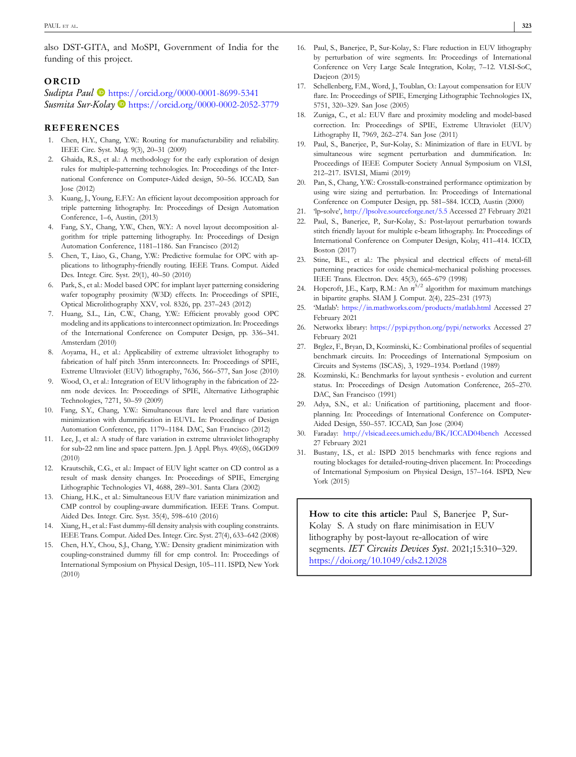also DST-GITA, and MoSPI, Government of India for the funding of this project.

## ORCID

*Sudipta Paul* https://orcid.org/0000-0001-8699-5341
*Susmita Sur-Kolay* https://orcid.org/0000-0002-2052-3779

## REFERENCES

1. Chen, H.Y., Chang, Y.W.: Routing for manufacturability and reliability. IEEE Circ. Syst. Mag. 9(3), 20–31 (2009)
2. Ghaida, R.S., et al.: A methodology for the early exploration of design rules for multiple-patterning technologies. In: Proceedings of the International Conference on Computer-Aided design, 50–56. ICCAD, San Jose (2012)
3. Kuang, J., Young, E.F.Y.: An efficient layout decomposition approach for triple patterning lithography. In: Proceedings of Design Automation Conference, 1–6, Austin, (2013)
4. Fang, S.Y., Chang, Y.W., Chen, W.Y.: A novel layout decomposition algorithm for triple patterning lithography. In: Proceedings of Design Automation Conference, 1181–1186. San Francisco (2012)
5. Chen, T., Liao, G., Chang, Y.W.: Predictive formulae for OPC with applications to lithography-friendly routing. IEEE Trans. Comput. Aided Des. Integr. Circ. Syst. 29(1), 40–50 (2010)
6. Park, S., et al.: Model based OPC for implant layer patterning considering wafer topography proximity (W3D) effects. In: Proceedings of SPIE, Optical Microlithography XXV, vol. 8326, pp. 237–243 (2012)
7. Huang, S.L., Lin, C.W., Chang, Y.W.: Efficient provably good OPC modeling and its applications to interconnect optimization. In: Proceedings of the International Conference on Computer Design, pp. 336–341. Amsterdam (2010)
8. Aoyama, H., et al.: Applicability of extreme ultraviolet lithography to fabrication of half pitch 35nm interconnects. In: Proceedings of SPIE, Extreme Ultraviolet (EUV) lithography, 7636, 566–577, San Jose (2010)
9. Wood, O., et al.: Integration of EUV lithography in the fabrication of 22-nm node devices. In: Proceedings of SPIE, Alternative Lithographic Technologies, 7271, 50–59 (2009)
10. Fang, S.Y., Chang, Y.W.: Simultaneous flare level and flare variation minimization with dummification in EUVL. In: Proceedings of Design Automation Conference, pp. 1179–1184. DAC, San Francisco (2012)
11. Lee, J., et al.: A study of flare variation in extreme ultraviolet lithography for sub-22 nm line and space pattern. Jpn. J. Appl. Phys. 49(6S), 06GD09 (2010)
12. Krautschik, C.G., et al.: Impact of EUV light scatter on CD control as a result of mask density changes. In: Proceedings of SPIE, Emerging Lithographic Technologies VI, 4688, 289–301. Santa Clara (2002)
13. Chiang, H.K., et al.: Simultaneous EUV flare variation minimization and CMP control by coupling-aware dummification. IEEE Trans. Comput. Aided Des. Integr. Circ. Syst. 35(4), 598–610 (2016)
14. Xiang, H., et al.: Fast dummy-fill density analysis with coupling constraints. IEEE Trans. Comput. Aided Des. Integr. Circ. Syst. 27(4), 633–642 (2008)
15. Chen, H.Y., Chou, S.J., Chang, Y.W.: Density gradient minimization with coupling-constrained dummy fill for cmp control. In: Proceedings of International Symposium on Physical Design, 105–111. ISPD, New York (2010)
16. Paul, S., Banerjee, P., Sur-Kolay, S.: Flare reduction in EUV lithography by perturbation of wire segments. In: Proceedings of International Conference on Very Large Scale Integration, Kolay, 7–12. VLSI-SoC, Daejeon (2015)
17. Schellenberg, F.M., Word, J., Toublan, O.: Layout compensation for EUV flare. In: Proceedings of SPIE, Emerging Lithographic Technologies IX, 5751, 320–329. San Jose (2005)
18. Zuniga, C., et al.: EUV flare and proximity modeling and model-based correction. In: Proceedings of SPIE, Extreme Ultraviolet (EUV) Lithography II, 7969, 262–274. San Jose (2011)
19. Paul, S., Banerjee, P., Sur-Kolay, S.: Minimization of flare in EUVL by simultaneous wire segment perturbation and dummification. In: Proceedings of IEEE Computer Society Annual Symposium on VLSI, 212–217. ISVLSI, Miami (2019)
20. Pan, S., Chang, Y.W.: Crosstalk-constrained performance optimization by using wire sizing and perturbation. In: Proceedings of International Conference on Computer Design, pp. 581–584. ICCD, Austin (2000)
21. 'lp-solve', http://lpsolve.sourceforge.net/5.5 Accessed 27 February 2021
22. Paul, S., Banerjee, P., Sur-Kolay, S.: Post-layout perturbation towards stitch friendly layout for multiple e-beam lithography. In: Proceedings of International Conference on Computer Design, Kolay, 411–414. ICCD, Boston (2017)
23. Stine, B.E., et al.: The physical and electrical effects of metal-fill patterning practices for oxide chemical-mechanical polishing processes. IEEE Trans. Electron. Dev. 45(3), 665–679 (1998)
24. Hopcroft, J.E., Karp, R.M.: An $n^{5/2}$ algorithm for maximum matchings in bipartite graphs. SIAM J. Comput. 2(4), 225–231 (1973)
25. 'Matlab': https://in.mathworks.com/products/matlab.html Accessed 27 February 2021
26. Networkx library: https://pypi.python.org/pypi/networkx Accessed 27 February 2021
27. Brglez, F., Bryan, D., Kozminski, K.: Combinational profiles of sequential benchmark circuits. In: Proceedings of International Symposium on Circuits and Systems (ISCAS), 3, 1929–1934. Portland (1989)
28. Kozminski, K.: Benchmarks for layout synthesis - evolution and current status. In: Proceedings of Design Automation Conference, 265–270. DAC, San Francisco (1991)
29. Adya, S.N., et al.: Unification of partitioning, placement and floorplanning. In: Proceedings of International Conference on Computer-Aided Design, 550–557. ICCAD, San Jose (2004)
30. Faraday: http://vlsicad.eecs.umich.edu/BK/ICCAD04bench Accessed 27 February 2021
31. Bustany, I.S., et al.: ISPD 2015 benchmarks with fence regions and routing blockages for detailed-routing-driven placement. In: Proceedings of International Symposium on Physical Design, 157–164. ISPD, New York (2015)

**How to cite this article:** Paul S, Banerjee P, Sur-Kolay S. A study on flare minimisation in EUV lithography by post-layout re-allocation of wire segments. *IET Circuits Devices Syst*. 2021;15:310–329. https://doi.org/10.1049/cds2.12028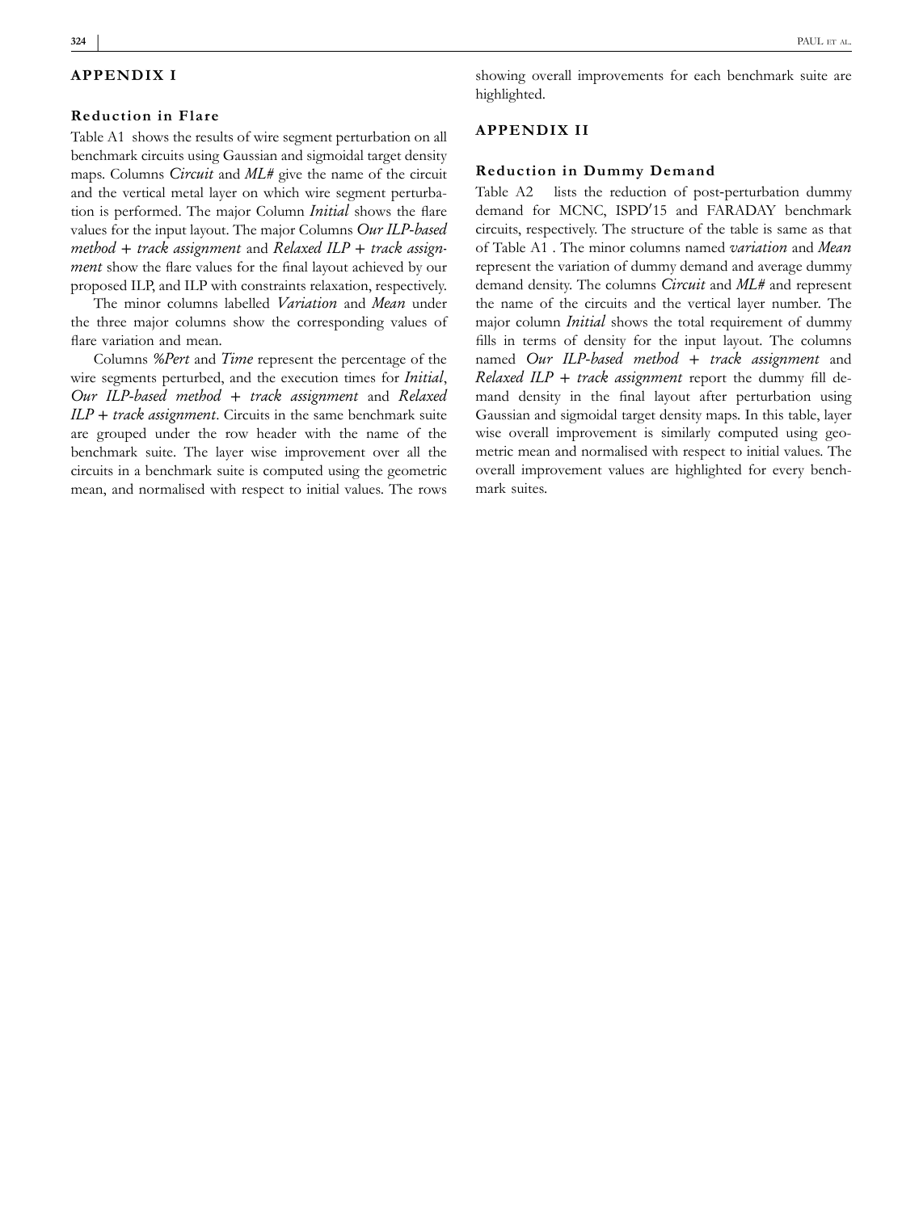## APPENDIX I

### Reduction in Flare

Table A1 shows the results of wire segment perturbation on all benchmark circuits using Gaussian and sigmoidal target density maps. Columns *Circuit* and *ML#* give the name of the circuit and the vertical metal layer on which wire segment perturbation is performed. The major Column *Initial* shows the flare values for the input layout. The major Columns *Our ILP-based method + track assignment* and *Relaxed ILP + track assignment* show the flare values for the final layout achieved by our proposed ILP, and ILP with constraints relaxation, respectively.

The minor columns labelled *Variation* and *Mean* under the three major columns show the corresponding values of flare variation and mean.

Columns *%Pert* and *Time* represent the percentage of the wire segments perturbed, and the execution times for *Initial*, *Our ILP-based method + track assignment* and *Relaxed ILP + track assignment*. Circuits in the same benchmark suite are grouped under the row header with the name of the benchmark suite. The layer wise improvement over all the circuits in a benchmark suite is computed using the geometric mean, and normalised with respect to initial values. The rows showing overall improvements for each benchmark suite are highlighted.

## APPENDIX II

### Reduction in Dummy Demand

Table A2 lists the reduction of post-perturbation dummy demand for MCNC, ISPD′15 and FARADAY benchmark circuits, respectively. The structure of the table is same as that of Table A1 . The minor columns named *variation* and *Mean* represent the variation of dummy demand and average dummy demand density. The columns *Circuit* and *ML#* and represent the name of the circuits and the vertical layer number. The major column *Initial* shows the total requirement of dummy fills in terms of density for the input layout. The columns named *Our ILP-based method + track assignment* and *Relaxed ILP + track assignment* report the dummy fill demand density in the final layout after perturbation using Gaussian and sigmoidal target density maps. In this table, layer wise overall improvement is similarly computed using geometric mean and normalised with respect to initial values. The overall improvement values are highlighted for every benchmark suites.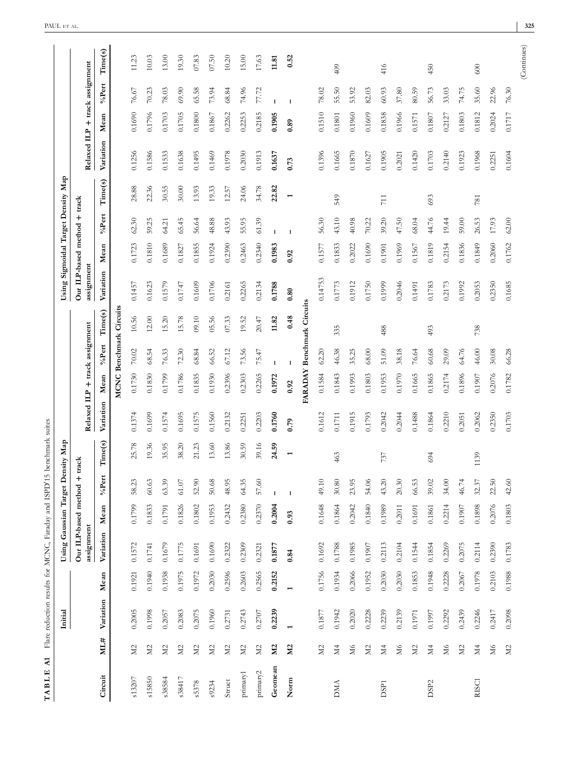**TABLE A1** Flare reduction results for MCNC, Faraday and ISPD'15 benchmark suites

| Circuit | ML# | Initial | | Using Gaussian Target Density Map | | | | | | | | Using Sigmoidal Target Density Map | | | | | | | |
|---|---|---|---|---|---|---|---|---|---|---|---|---|---|---|---|---|---|---|---|
| | | | | Our ILP-based method + track assignment | | | | Relaxed ILP + track assignment | | | | Our ILP-based method + track assignment | | | | Relaxed ILP + track assignment | | | |
| | | Variation | Mean | Variation | Mean | %Pert | Time(s) | Variation | Mean | %Pert | Time(s) | Variation | Mean | %Pert | Time(s) | Variation | Mean | %Pert | Time(s) |
| **MCNC Benchmark Circuits** | | | | | | | | | | | | | | | | | | | |
| s13207 | M2 | 0.2005 | 0.1921 | 0.1572 | 0.1799 | 58.23 | 25.78 | 0.1374 | 0.1730 | 70.02 | 10.56 | 0.1457 | 0.1723 | 62.30 | 28.88 | 0.1256 | 0.1690 | 76.67 | 11.23 |
| s15850 | M2 | 0.1998 | 0.1940 | 0.1741 | 0.1833 | 60.63 | 19.36 | 0.1699 | 0.1830 | 68.54 | 12.00 | 0.1623 | 0.1810 | 59.25 | 22.36 | 0.1586 | 0.1796 | 70.23 | 10.03 |
| s38584 | M2 | 0.2057 | 0.1938 | 0.1679 | 0.1791 | 63.39 | 35.95 | 0.1574 | 0.1799 | 76.33 | 15.20 | 0.1579 | 0.1689 | 64.21 | 30.55 | 0.1533 | 0.1703 | 78.03 | 13.00 |
| s38417 | M2 | 0.2083 | 0.1975 | 0.1775 | 0.1826 | 61.07 | 38.20 | 0.1695 | 0.1786 | 72.30 | 15.78 | 0.1747 | 0.1827 | 65.45 | 30.00 | 0.1638 | 0.1705 | 69.90 | 19.30 |
| s5378 | M2 | 0.2075 | 0.1972 | 0.1691 | 0.1802 | 52.90 | 21.23 | 0.1575 | 0.1835 | 68.84 | 09.10 | 0.1609 | 0.1855 | 56.64 | 13.93 | 0.1495 | 0.1800 | 65.58 | 07.83 |
| s9234 | M2 | 0.1960 | 0.2030 | 0.1690 | 0.1953 | 50.68 | 13.60 | 0.1560 | 0.1930 | 66.52 | 05.56 | 0.1706 | 0.1924 | 48.88 | 19.33 | 0.1469 | 0.1867 | 73.94 | 07.50 |
| Struct | M2 | 0.2731 | 0.2596 | 0.2322 | 0.2432 | 48.95 | 13.86 | 0.2132 | 0.2396 | 67.12 | 07.33 | 0.2161 | 0.2390 | 43.93 | 12.57 | 0.1978 | 0.2262 | 68.84 | 10.20 |
| primary1 | M2 | 0.2743 | 0.2603 | 0.2309 | 0.2380 | 64.35 | 30.59 | 0.2251 | 0.2303 | 73.56 | 19.52 | 0.2265 | 0.2463 | 55.95 | 24.06 | 0.2030 | 0.2253 | 74.96 | 15.00 |
| primary2 | M2 | 0.2707 | 0.2565 | 0.2321 | 0.2370 | 57.60 | 39.16 | 0.2203 | 0.2265 | 75.47 | 20.47 | 0.2134 | 0.2340 | 61.39 | 34.78 | 0.1913 | 0.2185 | 77.72 | 17.63 |
| **Geomean** | **M2** | **0.2239** | **0.2152** | **0.1877** | **0.2004** | **–** | **24.59** | **0.1760** | **0.1972** | **–** | **11.82** | **0.1788** | **0.1983** | **–** | **22.82** | **0.1637** | **0.1905** | **–** | **11.81** |
| **Norm** | **M2** | **1** | **1** | **0.84** | **0.93** | **–** | **1** | **0.79** | **0.92** | **–** | **0.48** | **0.80** | **0.92** | **–** | **1** | **0.73** | **0.89** | **–** | **0.52** |
| **FARADAY Benchmark Circuits** | | | | | | | | | | | | | | | | | | | |
| | M2 | 0.1877 | 0.1756 | 0.1692 | 0.1648 | 49.10 | | 0.1612 | 0.1584 | 62.20 | | 0.14753 | 0.1577 | 56.30 | | 0.1396 | 0.1510 | 78.02 | |
| DMA | M4 | 0.1942 | 0.1934 | 0.1788 | 0.1864 | 30.80 | 463 | 0.1711 | 0.1843 | 46.38 | 335 | 0.1773 | 0.1833 | 43.10 | 549 | 0.1665 | 0.1801 | 55.50 | 409 |
| | M6 | 0.2020 | 0.2066 | 0.1985 | 0.2042 | 23.95 | | 0.1915 | 0.1993 | 35.25 | | 0.1912 | 0.2022 | 40.98 | | 0.1870 | 0.1960 | 53.92 | |
| | M2 | 0.2228 | 0.1952 | 0.1907 | 0.1840 | 54.06 | | 0.1793 | 0.1803 | 68.00 | | 0.1750 | 0.1690 | 70.22 | | 0.1627 | 0.1609 | 82.03 | |
| DSP1 | M4 | 0.2239 | 0.2030 | 0.2113 | 0.1989 | 43.20 | 737 | 0.2042 | 0.1953 | 51.09 | 488 | 0.1999 | 0.1901 | 39.20 | 711 | 0.1905 | 0.1838 | 60.93 | 416 |
| | M6 | 0.2139 | 0.2030 | 0.2104 | 0.2011 | 20.30 | | 0.2044 | 0.1970 | 38.18 | | 0.2046 | 0.1969 | 47.50 | | 0.2021 | 0.1966 | 37.80 | |
| | M2 | 0.1971 | 0.1853 | 0.1544 | 0.1691 | 66.53 | | 0.1488 | 0.1665 | 76.64 | | 0.1491 | 0.1567 | 68.04 | | 0.1420 | 0.1571 | 80.59 | |
| DSP2 | M4 | 0.1997 | 0.1948 | 0.1854 | 0.1861 | 39.02 | 694 | 0.1864 | 0.1865 | 60.68 | 493 | 0.1783 | 0.1819 | 44.76 | 693 | 0.1703 | 0.1807 | 56.73 | 450 |
| | M6 | 0.2292 | 0.2228 | 0.2269 | 0.2214 | 34.00 | | 0.2210 | 0.2174 | 29.09 | | 0.2173 | 0.2154 | 19.44 | | 0.2140 | 0.2127 | 33.03 | |
| | M2 | 0.2439 | 0.2067 | 0.2075 | 0.1907 | 46.74 | | 0.2051 | 0.1896 | 64.76 | | 0.1992 | 0.1836 | 59.00 | | 0.1923 | 0.1803 | 74.75 | |
| RISC1 | M4 | 0.2246 | 0.1978 | 0.2114 | 0.1898 | 32.37 | 1139 | 0.2062 | 0.1907 | 46.00 | 738 | 0.2053 | 0.1849 | 26.53 | 781 | 0.1968 | 0.1812 | 35.60 | 600 |
| | M6 | 0.2417 | 0.2103 | 0.2390 | 0.2076 | 22.50 | | 0.2350 | 0.2076 | 30.08 | | 0.2350 | 0.2060 | 17.93 | | 0.2251 | 0.2024 | 22.96 | |
| | M2 | 0.2098 | 0.1988 | 0.1783 | 0.1803 | 42.60 | | 0.1703 | 0.1782 | 66.28 | | 0.1685 | 0.1762 | 62.00 | | 0.1604 | 0.1717 | 76.30 | |

(Continues)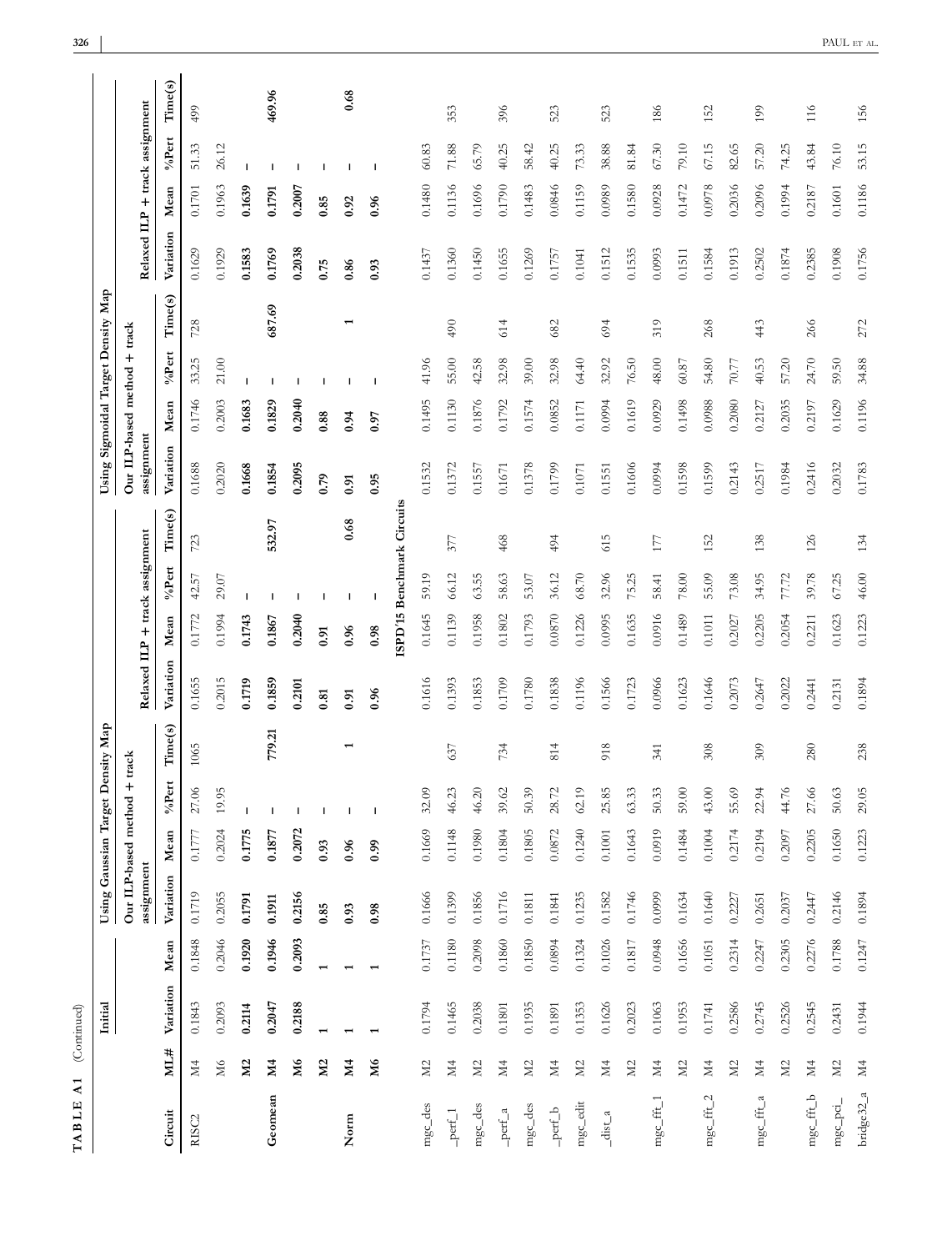**TABLE A1** (Continued)

| Circuit | ML# | Initial |  | Using Gaussian Target Density Map |  |  |  |  |  |  |  | Using Sigmoidal Target Density Map |  |  |  |  |  |  |  |
|---|---|---|---|---|---|---|---|---|---|---|---|---|---|---|---|---|---|---|---|
|  |  |  |  | Our ILP-based method + track assignment |  |  |  | Relaxed ILP + track assignment |  |  |  | Our ILP-based method + track assignment |  |  |  | Relaxed ILP + track assignment |  |  |  |
|  |  | Variation | Mean | Variation | Mean | %Pert | Time(s) | Variation | Mean | %Pert | Time(s) | Variation | Mean | %Pert | Time(s) | Variation | Mean | %Pert | Time(s) |
| RISC2 | M4 | 0.1843 | 0.1848 | 0.1719 | 0.1777 | 27.06 | 1065 | 0.1655 | 0.1772 | 42.57 | 723 | 0.1688 | 0.1746 | 33.25 | 728 | 0.1629 | 0.1701 | 51.33 | 499 |
|  | M6 | 0.2093 | 0.2046 | 0.2055 | 0.2024 | 19.95 |  | 0.2015 | 0.1994 | 29.07 |  | 0.2020 | 0.2003 | 21.00 |  | 0.1929 | 0.1963 | 26.12 |  |
| Geomean | **M2** | **0.2114** | **0.1920** | **0.1791** | **0.1775** | **–** | **779.21** | **0.1719** | **0.1743** | **–** | **532.97** | **0.1668** | **0.1683** | **–** | **687.69** | **0.1583** | **0.1639** | **–** | **469.96** |
|  | **M4** | **0.2047** | **0.1946** | **0.1911** | **0.1877** | **–** |  | **0.1859** | **0.1867** | **–** |  | **0.1854** | **0.1829** | **–** |  | **0.1769** | **0.1791** | **–** |  |
|  | **M6** | **0.2188** | **0.2093** | **0.2156** | **0.2072** | **–** |  | **0.2101** | **0.2040** | **–** |  | **0.2095** | **0.2040** | **–** |  | **0.2038** | **0.2007** | **–** |  |
| Norm | **M2** | **1** | **1** | **0.85** | **0.93** | **–** | **1** | **0.81** | **0.91** | **–** | **0.68** | **0.79** | **0.88** | **–** | **1** | **0.75** | **0.85** | **–** | **0.68** |
|  | **M4** | **1** | **1** | **0.93** | **0.96** | **–** |  | **0.91** | **0.96** | **–** |  | **0.91** | **0.94** | **–** |  | **0.86** | **0.92** | **–** |  |
|  | **M6** | **1** | **1** | **0.98** | **0.99** | **–** |  | **0.96** | **0.98** | **–** |  | **0.95** | **0.97** | **–** |  | **0.93** | **0.96** | **–** |  |
| **ISPD'15 Benchmark Circuits** |  |  |  |  |  |  |  |  |  |  |  |  |  |  |  |  |  |  |  |
| mgc_des | M2 | 0.1794 | 0.1737 | 0.1666 | 0.1669 | 32.09 | 637 | 0.1616 | 0.1645 | 59.19 | 377 | 0.1532 | 0.1495 | 41.96 | 490 | 0.1437 | 0.1480 | 60.83 | 353 |
| _perf_1 | M4 | 0.1465 | 0.1180 | 0.1399 | 0.1148 | 46.23 |  | 0.1393 | 0.1139 | 66.12 |  | 0.1372 | 0.1130 | 55.00 |  | 0.1360 | 0.1136 | 71.88 |  |
| mgc_des | M2 | 0.2038 | 0.2098 | 0.1856 | 0.1980 | 46.20 | 734 | 0.1853 | 0.1958 | 63.55 | 468 | 0.1557 | 0.1876 | 42.58 | 614 | 0.1450 | 0.1696 | 65.79 | 396 |
| _perf_a | M4 | 0.1801 | 0.1860 | 0.1716 | 0.1804 | 39.62 |  | 0.1709 | 0.1802 | 58.63 |  | 0.1671 | 0.1792 | 32.98 |  | 0.1655 | 0.1790 | 40.25 |  |
| mgc_des | M2 | 0.1935 | 0.1850 | 0.1811 | 0.1805 | 50.39 | 814 | 0.1780 | 0.1793 | 53.07 | 494 | 0.1378 | 0.1574 | 39.00 | 682 | 0.1269 | 0.1483 | 58.42 | 523 |
| _perf_b | M4 | 0.1891 | 0.0894 | 0.1841 | 0.0872 | 28.72 |  | 0.1838 | 0.0870 | 36.12 |  | 0.1799 | 0.0852 | 32.98 |  | 0.1757 | 0.0846 | 40.25 |  |
| mgc_edit | M2 | 0.1353 | 0.1324 | 0.1235 | 0.1240 | 62.19 | 918 | 0.1196 | 0.1226 | 68.70 | 615 | 0.1071 | 0.1171 | 64.40 | 694 | 0.1041 | 0.1159 | 73.33 | 523 |
| _dist_a | M4 | 0.1626 | 0.1026 | 0.1582 | 0.1001 | 25.85 |  | 0.1566 | 0.0995 | 32.96 |  | 0.1551 | 0.0994 | 32.92 |  | 0.1512 | 0.0989 | 38.88 |  |
|  | M2 | 0.2023 | 0.1817 | 0.1746 | 0.1643 | 63.33 |  | 0.1723 | 0.1635 | 75.25 |  | 0.1606 | 0.1619 | 76.50 |  | 0.1535 | 0.1580 | 81.84 |  |
| mgc_fft_1 | M4 | 0.1063 | 0.0948 | 0.0999 | 0.0919 | 50.33 | 341 | 0.0966 | 0.0916 | 58.41 | 177 | 0.0994 | 0.0929 | 48.00 | 319 | 0.0993 | 0.0928 | 67.30 | 186 |
|  | M2 | 0.1953 | 0.1656 | 0.1634 | 0.1484 | 59.00 |  | 0.1623 | 0.1489 | 78.00 |  | 0.1598 | 0.1498 | 60.87 |  | 0.1511 | 0.1472 | 79.10 |  |
| mgc_fft_2 | M4 | 0.1741 | 0.1051 | 0.1640 | 0.1004 | 43.00 | 308 | 0.1646 | 0.1011 | 55.09 | 152 | 0.1599 | 0.0988 | 54.80 | 268 | 0.1584 | 0.0978 | 67.15 | 152 |
|  | M2 | 0.2586 | 0.2314 | 0.2227 | 0.2174 | 55.69 |  | 0.2073 | 0.2027 | 73.08 |  | 0.2143 | 0.2080 | 70.77 |  | 0.1913 | 0.2036 | 82.65 |  |
| mgc_fft_a | M4 | 0.2745 | 0.2247 | 0.2651 | 0.2194 | 22.94 | 309 | 0.2647 | 0.2205 | 34.95 | 138 | 0.2517 | 0.2127 | 40.53 | 443 | 0.2502 | 0.2096 | 57.20 | 199 |
|  | M2 | 0.2526 | 0.2305 | 0.2037 | 0.2097 | 44.76 |  | 0.2022 | 0.2054 | 77.72 |  | 0.1984 | 0.2035 | 57.20 |  | 0.1874 | 0.1994 | 74.25 |  |
| mgc_fft_b | M4 | 0.2545 | 0.2276 | 0.2447 | 0.2205 | 27.66 | 280 | 0.2441 | 0.2211 | 39.78 | 126 | 0.2416 | 0.2197 | 24.70 | 266 | 0.2385 | 0.2187 | 43.84 | 116 |
| mgc_pci_ | M2 | 0.2431 | 0.1788 | 0.2146 | 0.1650 | 50.63 |  | 0.2131 | 0.1623 | 67.25 |  | 0.2032 | 0.1629 | 59.50 |  | 0.1908 | 0.1601 | 76.10 |  |
| bridge32_a | M4 | 0.1944 | 0.1247 | 0.1894 | 0.1223 | 29.05 | 238 | 0.1894 | 0.1223 | 46.00 | 134 | 0.1783 | 0.1196 | 34.88 | 272 | 0.1756 | 0.1186 | 53.15 | 156 |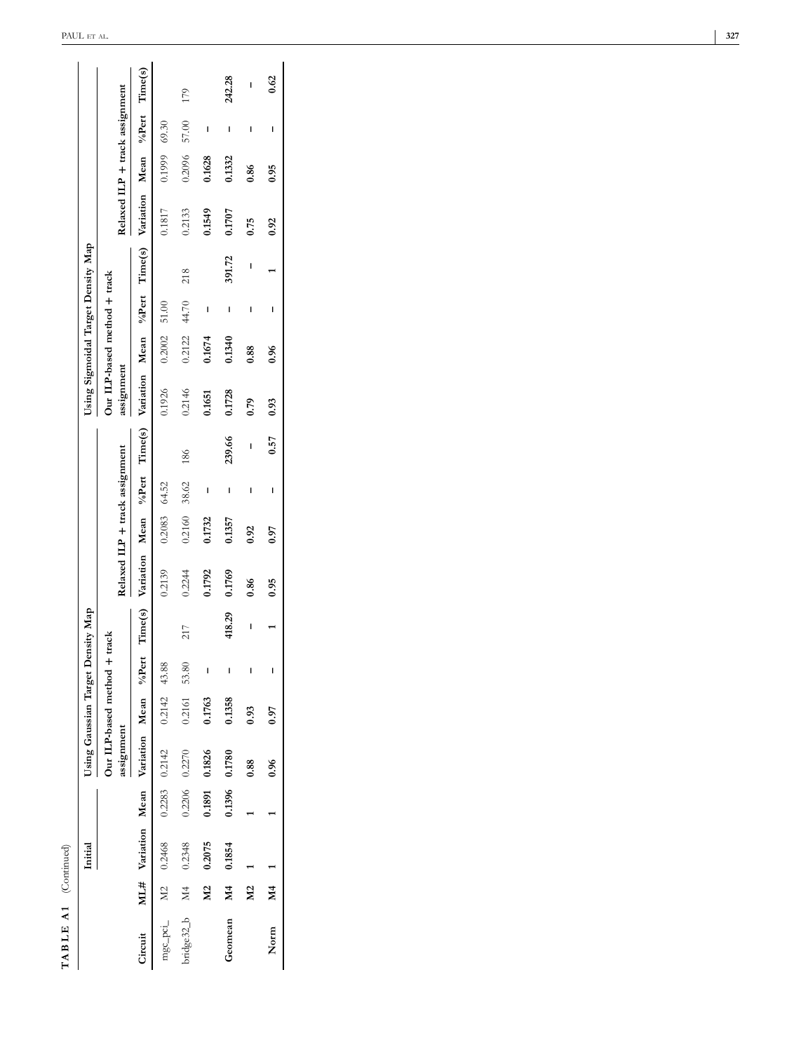**TABLE A1** (Continued)

| Circuit | ML# | Initial | | Using Gaussian Target Density Map | | | | | | | | Using Sigmoidal Target Density Map | | | | | | | |
|---|---|---|---|---|---|---|---|---|---|---|---|---|---|---|---|---|---|---|---|
| | | | | Our ILP-based method + track assignment | | | | Relaxed ILP + track assignment | | | | Our ILP-based method + track assignment | | | | Relaxed ILP + track assignment | | | |
| | | Variation | Mean | Variation | Mean | %Pert | Time(s) | Variation | Mean | %Pert | Time(s) | Variation | Mean | %Pert | Time(s) | Variation | Mean | %Pert | Time(s) |
| mgc_pci_ | M2 | 0.2468 | 0.2283 | 0.2142 | 0.2142 | 43.88 | | 0.2139 | 0.2083 | 64.52 | | 0.1926 | 0.2002 | 51.00 | | 0.1817 | 0.1999 | 69.30 | |
| bridge32_b | M4 | 0.2348 | 0.2206 | 0.2270 | 0.2161 | 53.80 | 217 | 0.2244 | 0.2160 | 38.62 | 186 | 0.2146 | 0.2122 | 44.70 | 218 | 0.2133 | 0.2096 | 57.00 | 179 |
| | **M2** | **0.2075** | **0.1891** | **0.1826** | **0.1763** | **–** | | **0.1792** | **0.1732** | **–** | | **0.1651** | **0.1674** | **–** | | **0.1549** | **0.1628** | **–** | |
| **Geomean** | **M4** | **0.1854** | **0.1396** | **0.1780** | **0.1358** | **–** | **418.29** | **0.1769** | **0.1357** | **–** | **239.66** | **0.1728** | **0.1340** | **–** | **391.72** | **0.1707** | **0.1332** | **–** | **242.28** |
| | **M2** | **1** | **1** | **0.88** | **0.93** | **–** | **–** | **0.86** | **0.92** | **–** | **–** | **0.79** | **0.88** | **–** | **–** | **0.75** | **0.86** | **–** | **–** |
| **Norm** | **M4** | **1** | **1** | **0.96** | **0.97** | **–** | **1** | **0.95** | **0.97** | **–** | **0.57** | **0.93** | **0.96** | **–** | **1** | **0.92** | **0.95** | **–** | **0.62** |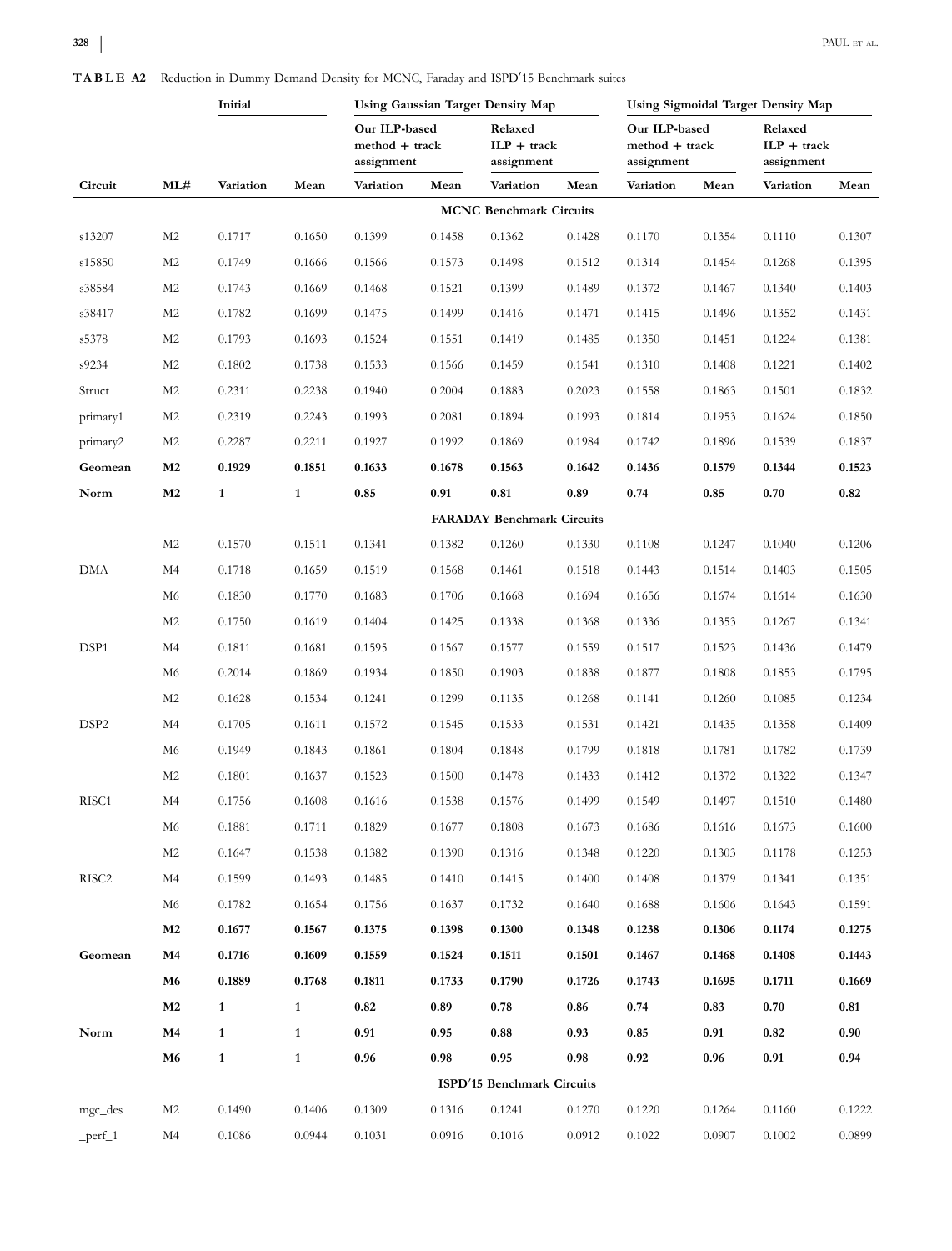**TABLE A2** Reduction in Dummy Demand Density for MCNC, Faraday and ISPD′15 Benchmark suites

| | | Initial | | Using Gaussian Target Density Map | | | | Using Sigmoidal Target Density Map | | | |
|---|---|---|---|---|---|---|---|---|---|---|---|
| | | | | Our ILP-based method + track assignment | | Relaxed ILP + track assignment | | Our ILP-based method + track assignment | | Relaxed ILP + track assignment | |
| Circuit | ML# | Variation | Mean | Variation | Mean | Variation | Mean | Variation | Mean | Variation | Mean |
| | | | | | | **MCNC Benchmark Circuits** | | | | | |
| s13207 | M2 | 0.1717 | 0.1650 | 0.1399 | 0.1458 | 0.1362 | 0.1428 | 0.1170 | 0.1354 | 0.1110 | 0.1307 |
| s15850 | M2 | 0.1749 | 0.1666 | 0.1566 | 0.1573 | 0.1498 | 0.1512 | 0.1314 | 0.1454 | 0.1268 | 0.1395 |
| s38584 | M2 | 0.1743 | 0.1669 | 0.1468 | 0.1521 | 0.1399 | 0.1489 | 0.1372 | 0.1467 | 0.1340 | 0.1403 |
| s38417 | M2 | 0.1782 | 0.1699 | 0.1475 | 0.1499 | 0.1416 | 0.1471 | 0.1415 | 0.1496 | 0.1352 | 0.1431 |
| s5378 | M2 | 0.1793 | 0.1693 | 0.1524 | 0.1551 | 0.1419 | 0.1485 | 0.1350 | 0.1451 | 0.1224 | 0.1381 |
| s9234 | M2 | 0.1802 | 0.1738 | 0.1533 | 0.1566 | 0.1459 | 0.1541 | 0.1310 | 0.1408 | 0.1221 | 0.1402 |
| Struct | M2 | 0.2311 | 0.2238 | 0.1940 | 0.2004 | 0.1883 | 0.2023 | 0.1558 | 0.1863 | 0.1501 | 0.1832 |
| primary1 | M2 | 0.2319 | 0.2243 | 0.1993 | 0.2081 | 0.1894 | 0.1993 | 0.1814 | 0.1953 | 0.1624 | 0.1850 |
| primary2 | M2 | 0.2287 | 0.2211 | 0.1927 | 0.1992 | 0.1869 | 0.1984 | 0.1742 | 0.1896 | 0.1539 | 0.1837 |
| **Geomean** | **M2** | **0.1929** | **0.1851** | **0.1633** | **0.1678** | **0.1563** | **0.1642** | **0.1436** | **0.1579** | **0.1344** | **0.1523** |
| **Norm** | **M2** | **1** | **1** | **0.85** | **0.91** | **0.81** | **0.89** | **0.74** | **0.85** | **0.70** | **0.82** |
| | | | | | | **FARADAY Benchmark Circuits** | | | | | |
| | M2 | 0.1570 | 0.1511 | 0.1341 | 0.1382 | 0.1260 | 0.1330 | 0.1108 | 0.1247 | 0.1040 | 0.1206 |
| DMA | M4 | 0.1718 | 0.1659 | 0.1519 | 0.1568 | 0.1461 | 0.1518 | 0.1443 | 0.1514 | 0.1403 | 0.1505 |
| | M6 | 0.1830 | 0.1770 | 0.1683 | 0.1706 | 0.1668 | 0.1694 | 0.1656 | 0.1674 | 0.1614 | 0.1630 |
| | M2 | 0.1750 | 0.1619 | 0.1404 | 0.1425 | 0.1338 | 0.1368 | 0.1336 | 0.1353 | 0.1267 | 0.1341 |
| DSP1 | M4 | 0.1811 | 0.1681 | 0.1595 | 0.1567 | 0.1577 | 0.1559 | 0.1517 | 0.1523 | 0.1436 | 0.1479 |
| | M6 | 0.2014 | 0.1869 | 0.1934 | 0.1850 | 0.1903 | 0.1838 | 0.1877 | 0.1808 | 0.1853 | 0.1795 |
| | M2 | 0.1628 | 0.1534 | 0.1241 | 0.1299 | 0.1135 | 0.1268 | 0.1141 | 0.1260 | 0.1085 | 0.1234 |
| DSP2 | M4 | 0.1705 | 0.1611 | 0.1572 | 0.1545 | 0.1533 | 0.1531 | 0.1421 | 0.1435 | 0.1358 | 0.1409 |
| | M6 | 0.1949 | 0.1843 | 0.1861 | 0.1804 | 0.1848 | 0.1799 | 0.1818 | 0.1781 | 0.1782 | 0.1739 |
| | M2 | 0.1801 | 0.1637 | 0.1523 | 0.1500 | 0.1478 | 0.1433 | 0.1412 | 0.1372 | 0.1322 | 0.1347 |
| RISC1 | M4 | 0.1756 | 0.1608 | 0.1616 | 0.1538 | 0.1576 | 0.1499 | 0.1549 | 0.1497 | 0.1510 | 0.1480 |
| | M6 | 0.1881 | 0.1711 | 0.1829 | 0.1677 | 0.1808 | 0.1673 | 0.1686 | 0.1616 | 0.1673 | 0.1600 |
| | M2 | 0.1647 | 0.1538 | 0.1382 | 0.1390 | 0.1316 | 0.1348 | 0.1220 | 0.1303 | 0.1178 | 0.1253 |
| RISC2 | M4 | 0.1599 | 0.1493 | 0.1485 | 0.1410 | 0.1415 | 0.1400 | 0.1408 | 0.1379 | 0.1341 | 0.1351 |
| | M6 | 0.1782 | 0.1654 | 0.1756 | 0.1637 | 0.1732 | 0.1640 | 0.1688 | 0.1606 | 0.1643 | 0.1591 |
| | **M2** | **0.1677** | **0.1567** | **0.1375** | **0.1398** | **0.1300** | **0.1348** | **0.1238** | **0.1306** | **0.1174** | **0.1275** |
| **Geomean** | **M4** | **0.1716** | **0.1609** | **0.1559** | **0.1524** | **0.1511** | **0.1501** | **0.1467** | **0.1468** | **0.1408** | **0.1443** |
| | **M6** | **0.1889** | **0.1768** | **0.1811** | **0.1733** | **0.1790** | **0.1726** | **0.1743** | **0.1695** | **0.1711** | **0.1669** |
| | **M2** | **1** | **1** | **0.82** | **0.89** | **0.78** | **0.86** | **0.74** | **0.83** | **0.70** | **0.81** |
| **Norm** | **M4** | **1** | **1** | **0.91** | **0.95** | **0.88** | **0.93** | **0.85** | **0.91** | **0.82** | **0.90** |
| | **M6** | **1** | **1** | **0.96** | **0.98** | **0.95** | **0.98** | **0.92** | **0.96** | **0.91** | **0.94** |
| | | | | | | **ISPD′15 Benchmark Circuits** | | | | | |
| mgc_des | M2 | 0.1490 | 0.1406 | 0.1309 | 0.1316 | 0.1241 | 0.1270 | 0.1220 | 0.1264 | 0.1160 | 0.1222 |
| _perf_1 | M4 | 0.1086 | 0.0944 | 0.1031 | 0.0916 | 0.1016 | 0.0912 | 0.1022 | 0.0907 | 0.1002 | 0.0899 |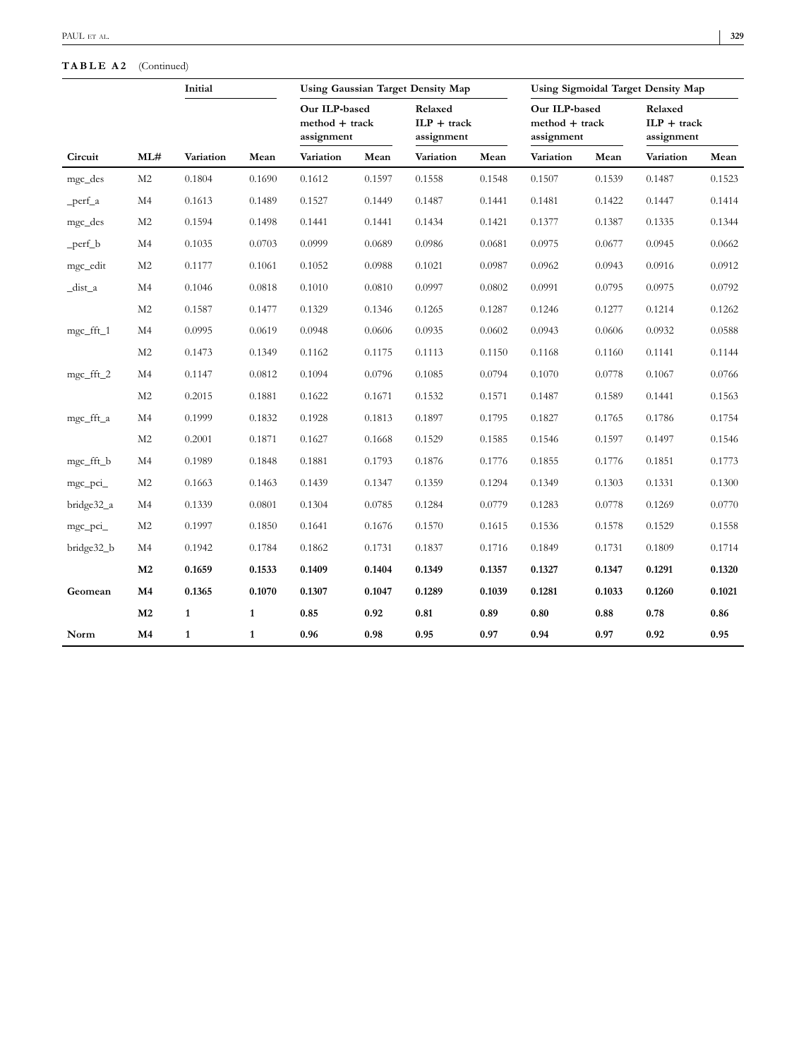**TABLE A2** (Continued)

| | | Initial | | Using Gaussian Target Density Map | | | | Using Sigmoidal Target Density Map | | | |
|---|---|---|---|---|---|---|---|---|---|---|---|
| | | | | Our ILP-based method + track assignment | | Relaxed ILP + track assignment | | Our ILP-based method + track assignment | | Relaxed ILP + track assignment | |
| Circuit | ML# | Variation | Mean | Variation | Mean | Variation | Mean | Variation | Mean | Variation | Mean |
| mgc_des | M2 | 0.1804 | 0.1690 | 0.1612 | 0.1597 | 0.1558 | 0.1548 | 0.1507 | 0.1539 | 0.1487 | 0.1523 |
| _perf_a | M4 | 0.1613 | 0.1489 | 0.1527 | 0.1449 | 0.1487 | 0.1441 | 0.1481 | 0.1422 | 0.1447 | 0.1414 |
| mgc_des | M2 | 0.1594 | 0.1498 | 0.1441 | 0.1441 | 0.1434 | 0.1421 | 0.1377 | 0.1387 | 0.1335 | 0.1344 |
| _perf_b | M4 | 0.1035 | 0.0703 | 0.0999 | 0.0689 | 0.0986 | 0.0681 | 0.0975 | 0.0677 | 0.0945 | 0.0662 |
| mgc_edit | M2 | 0.1177 | 0.1061 | 0.1052 | 0.0988 | 0.1021 | 0.0987 | 0.0962 | 0.0943 | 0.0916 | 0.0912 |
| _dist_a | M4 | 0.1046 | 0.0818 | 0.1010 | 0.0810 | 0.0997 | 0.0802 | 0.0991 | 0.0795 | 0.0975 | 0.0792 |
| | M2 | 0.1587 | 0.1477 | 0.1329 | 0.1346 | 0.1265 | 0.1287 | 0.1246 | 0.1277 | 0.1214 | 0.1262 |
| mgc_fft_1 | M4 | 0.0995 | 0.0619 | 0.0948 | 0.0606 | 0.0935 | 0.0602 | 0.0943 | 0.0606 | 0.0932 | 0.0588 |
| | M2 | 0.1473 | 0.1349 | 0.1162 | 0.1175 | 0.1113 | 0.1150 | 0.1168 | 0.1160 | 0.1141 | 0.1144 |
| mgc_fft_2 | M4 | 0.1147 | 0.0812 | 0.1094 | 0.0796 | 0.1085 | 0.0794 | 0.1070 | 0.0778 | 0.1067 | 0.0766 |
| | M2 | 0.2015 | 0.1881 | 0.1622 | 0.1671 | 0.1532 | 0.1571 | 0.1487 | 0.1589 | 0.1441 | 0.1563 |
| mgc_fft_a | M4 | 0.1999 | 0.1832 | 0.1928 | 0.1813 | 0.1897 | 0.1795 | 0.1827 | 0.1765 | 0.1786 | 0.1754 |
| | M2 | 0.2001 | 0.1871 | 0.1627 | 0.1668 | 0.1529 | 0.1585 | 0.1546 | 0.1597 | 0.1497 | 0.1546 |
| mgc_fft_b | M4 | 0.1989 | 0.1848 | 0.1881 | 0.1793 | 0.1876 | 0.1776 | 0.1855 | 0.1776 | 0.1851 | 0.1773 |
| mgc_pci_ | M2 | 0.1663 | 0.1463 | 0.1439 | 0.1347 | 0.1359 | 0.1294 | 0.1349 | 0.1303 | 0.1331 | 0.1300 |
| bridge32_a | M4 | 0.1339 | 0.0801 | 0.1304 | 0.0785 | 0.1284 | 0.0779 | 0.1283 | 0.0778 | 0.1269 | 0.0770 |
| mgc_pci_ | M2 | 0.1997 | 0.1850 | 0.1641 | 0.1676 | 0.1570 | 0.1615 | 0.1536 | 0.1578 | 0.1529 | 0.1558 |
| bridge32_b | M4 | 0.1942 | 0.1784 | 0.1862 | 0.1731 | 0.1837 | 0.1716 | 0.1849 | 0.1731 | 0.1809 | 0.1714 |
| | **M2** | **0.1659** | **0.1533** | **0.1409** | **0.1404** | **0.1349** | **0.1357** | **0.1327** | **0.1347** | **0.1291** | **0.1320** |
| **Geomean** | **M4** | **0.1365** | **0.1070** | **0.1307** | **0.1047** | **0.1289** | **0.1039** | **0.1281** | **0.1033** | **0.1260** | **0.1021** |
| | **M2** | **1** | **1** | **0.85** | **0.92** | **0.81** | **0.89** | **0.80** | **0.88** | **0.78** | **0.86** |
| **Norm** | **M4** | **1** | **1** | **0.96** | **0.98** | **0.95** | **0.97** | **0.94** | **0.97** | **0.92** | **0.95** |